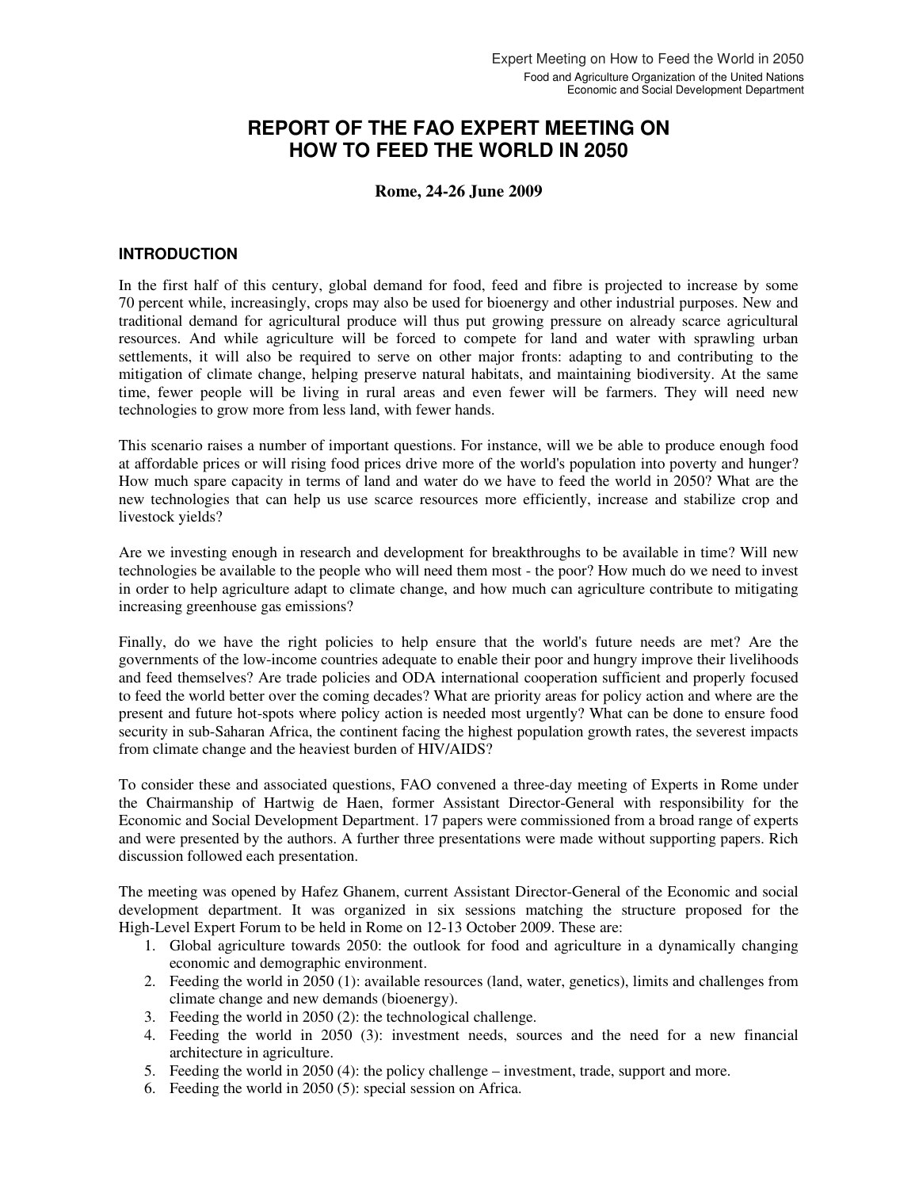# REPORT OF THE FAO EXPERT MEETING ON HOW TO FEED THE WORLD IN 2050

**Rome, 24-26 June 2009**

## INTRODUCTION

In the first half of this century, global demand for food, feed and fibre is projected to increase by some 70 percent while, increasingly, crops may also be used for bioenergy and other industrial purposes. New and traditional demand for agricultural produce will thus put growing pressure on already scarce agricultural resources. And while agriculture will be forced to compete for land and water with sprawling urban settlements, it will also be required to serve on other major fronts: adapting to and contributing to the mitigation of climate change, helping preserve natural habitats, and maintaining biodiversity. At the same time, fewer people will be living in rural areas and even fewer will be farmers. They will need new technologies to grow more from less land, with fewer hands.

This scenario raises a number of important questions. For instance, will we be able to produce enough food at affordable prices or will rising food prices drive more of the world's population into poverty and hunger? How much spare capacity in terms of land and water do we have to feed the world in 2050? What are the new technologies that can help us use scarce resources more efficiently, increase and stabilize crop and livestock yields?

Are we investing enough in research and development for breakthroughs to be available in time? Will new technologies be available to the people who will need them most - the poor? How much do we need to invest in order to help agriculture adapt to climate change, and how much can agriculture contribute to mitigating increasing greenhouse gas emissions?

Finally, do we have the right policies to help ensure that the world's future needs are met? Are the governments of the low-income countries adequate to enable their poor and hungry improve their livelihoods and feed themselves? Are trade policies and ODA international cooperation sufficient and properly focused to feed the world better over the coming decades? What are priority areas for policy action and where are the present and future hot-spots where policy action is needed most urgently? What can be done to ensure food security in sub-Saharan Africa, the continent facing the highest population growth rates, the severest impacts from climate change and the heaviest burden of HIV/AIDS?

To consider these and associated questions, FAO convened a three-day meeting of Experts in Rome under the Chairmanship of Hartwig de Haen, former Assistant Director-General with responsibility for the Economic and Social Development Department. 17 papers were commissioned from a broad range of experts and were presented by the authors. A further three presentations were made without supporting papers. Rich discussion followed each presentation.

The meeting was opened by Hafez Ghanem, current Assistant Director-General of the Economic and social development department. It was organized in six sessions matching the structure proposed for the High-Level Expert Forum to be held in Rome on 12-13 October 2009. These are:

1. Global agriculture towards 2050: the outlook for food and agriculture in a dynamically changing economic and demographic environment.
2. Feeding the world in 2050 (1): available resources (land, water, genetics), limits and challenges from climate change and new demands (bioenergy).
3. Feeding the world in 2050 (2): the technological challenge.
4. Feeding the world in 2050 (3): investment needs, sources and the need for a new financial architecture in agriculture.
5. Feeding the world in 2050 (4): the policy challenge – investment, trade, support and more.
6. Feeding the world in 2050 (5): special session on Africa.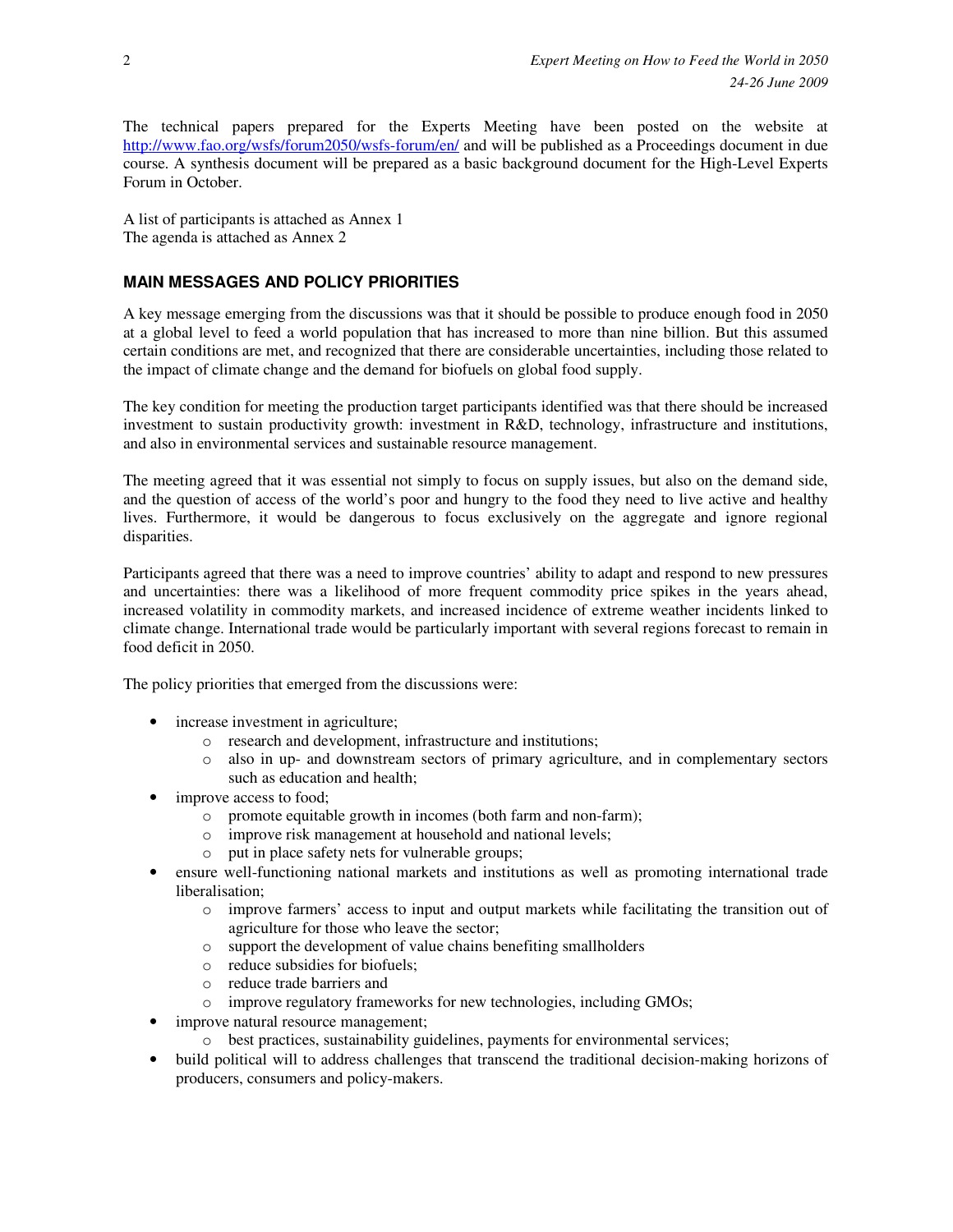The technical papers prepared for the Experts Meeting have been posted on the website at http://www.fao.org/wsfs/forum2050/wsfs-forum/en/ and will be published as a Proceedings document in due course. A synthesis document will be prepared as a basic background document for the High-Level Experts Forum in October.

A list of participants is attached as Annex 1
The agenda is attached as Annex 2

## MAIN MESSAGES AND POLICY PRIORITIES

A key message emerging from the discussions was that it should be possible to produce enough food in 2050 at a global level to feed a world population that has increased to more than nine billion. But this assumed certain conditions are met, and recognized that there are considerable uncertainties, including those related to the impact of climate change and the demand for biofuels on global food supply.

The key condition for meeting the production target participants identified was that there should be increased investment to sustain productivity growth: investment in R&D, technology, infrastructure and institutions, and also in environmental services and sustainable resource management.

The meeting agreed that it was essential not simply to focus on supply issues, but also on the demand side, and the question of access of the world's poor and hungry to the food they need to live active and healthy lives. Furthermore, it would be dangerous to focus exclusively on the aggregate and ignore regional disparities.

Participants agreed that there was a need to improve countries' ability to adapt and respond to new pressures and uncertainties: there was a likelihood of more frequent commodity price spikes in the years ahead, increased volatility in commodity markets, and increased incidence of extreme weather incidents linked to climate change. International trade would be particularly important with several regions forecast to remain in food deficit in 2050.

The policy priorities that emerged from the discussions were:

- increase investment in agriculture;
  - research and development, infrastructure and institutions;
  - also in up- and downstream sectors of primary agriculture, and in complementary sectors such as education and health;
- improve access to food;
  - promote equitable growth in incomes (both farm and non-farm);
  - improve risk management at household and national levels;
  - put in place safety nets for vulnerable groups;
- ensure well-functioning national markets and institutions as well as promoting international trade liberalisation;
  - improve farmers' access to input and output markets while facilitating the transition out of agriculture for those who leave the sector;
  - support the development of value chains benefiting smallholders
  - reduce subsidies for biofuels;
  - reduce trade barriers and
  - improve regulatory frameworks for new technologies, including GMOs;
- improve natural resource management;
  - best practices, sustainability guidelines, payments for environmental services;
- build political will to address challenges that transcend the traditional decision-making horizons of producers, consumers and policy-makers.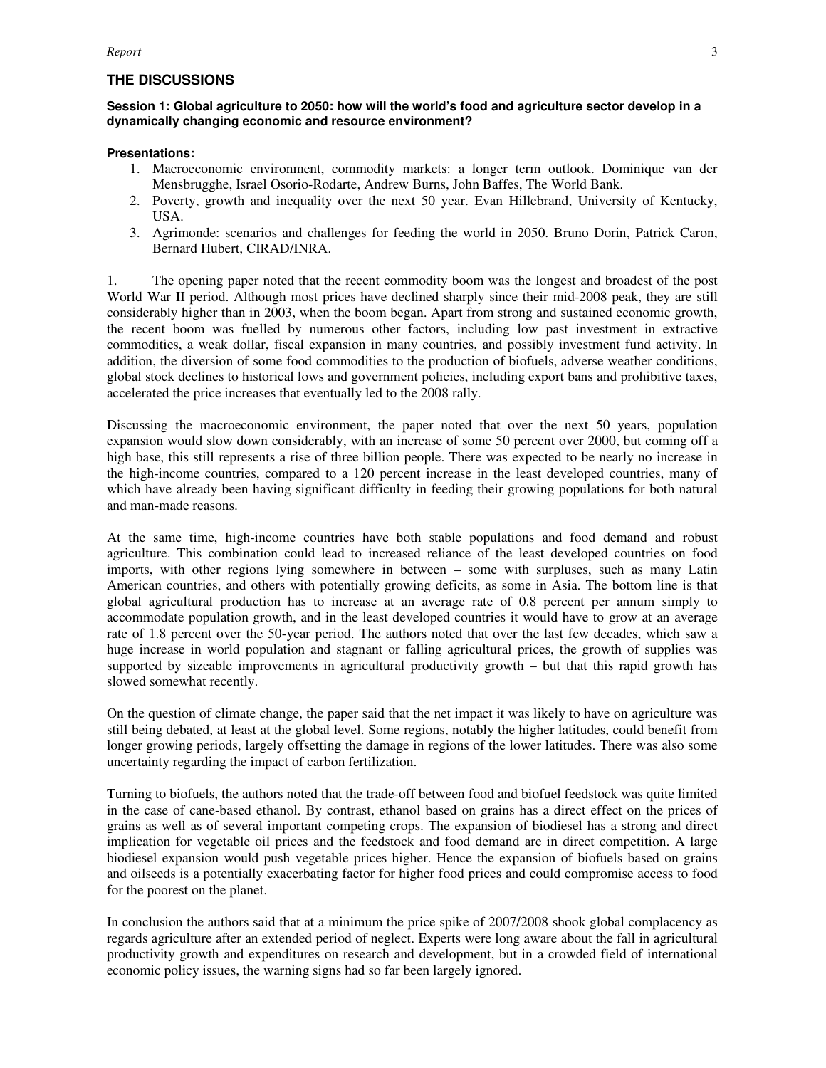## THE DISCUSSIONS

**Session 1: Global agriculture to 2050: how will the world's food and agriculture sector develop in a dynamically changing economic and resource environment?**

**Presentations:**

1. Macroeconomic environment, commodity markets: a longer term outlook. Dominique van der Mensbrugghe, Israel Osorio-Rodarte, Andrew Burns, John Baffes, The World Bank.
2. Poverty, growth and inequality over the next 50 year. Evan Hillebrand, University of Kentucky, USA.
3. Agrimonde: scenarios and challenges for feeding the world in 2050. Bruno Dorin, Patrick Caron, Bernard Hubert, CIRAD/INRA.

1. The opening paper noted that the recent commodity boom was the longest and broadest of the post World War II period. Although most prices have declined sharply since their mid-2008 peak, they are still considerably higher than in 2003, when the boom began. Apart from strong and sustained economic growth, the recent boom was fuelled by numerous other factors, including low past investment in extractive commodities, a weak dollar, fiscal expansion in many countries, and possibly investment fund activity. In addition, the diversion of some food commodities to the production of biofuels, adverse weather conditions, global stock declines to historical lows and government policies, including export bans and prohibitive taxes, accelerated the price increases that eventually led to the 2008 rally.

Discussing the macroeconomic environment, the paper noted that over the next 50 years, population expansion would slow down considerably, with an increase of some 50 percent over 2000, but coming off a high base, this still represents a rise of three billion people. There was expected to be nearly no increase in the high-income countries, compared to a 120 percent increase in the least developed countries, many of which have already been having significant difficulty in feeding their growing populations for both natural and man-made reasons.

At the same time, high-income countries have both stable populations and food demand and robust agriculture. This combination could lead to increased reliance of the least developed countries on food imports, with other regions lying somewhere in between – some with surpluses, such as many Latin American countries, and others with potentially growing deficits, as some in Asia. The bottom line is that global agricultural production has to increase at an average rate of 0.8 percent per annum simply to accommodate population growth, and in the least developed countries it would have to grow at an average rate of 1.8 percent over the 50-year period. The authors noted that over the last few decades, which saw a huge increase in world population and stagnant or falling agricultural prices, the growth of supplies was supported by sizeable improvements in agricultural productivity growth – but that this rapid growth has slowed somewhat recently.

On the question of climate change, the paper said that the net impact it was likely to have on agriculture was still being debated, at least at the global level. Some regions, notably the higher latitudes, could benefit from longer growing periods, largely offsetting the damage in regions of the lower latitudes. There was also some uncertainty regarding the impact of carbon fertilization.

Turning to biofuels, the authors noted that the trade-off between food and biofuel feedstock was quite limited in the case of cane-based ethanol. By contrast, ethanol based on grains has a direct effect on the prices of grains as well as of several important competing crops. The expansion of biodiesel has a strong and direct implication for vegetable oil prices and the feedstock and food demand are in direct competition. A large biodiesel expansion would push vegetable prices higher. Hence the expansion of biofuels based on grains and oilseeds is a potentially exacerbating factor for higher food prices and could compromise access to food for the poorest on the planet.

In conclusion the authors said that at a minimum the price spike of 2007/2008 shook global complacency as regards agriculture after an extended period of neglect. Experts were long aware about the fall in agricultural productivity growth and expenditures on research and development, but in a crowded field of international economic policy issues, the warning signs had so far been largely ignored.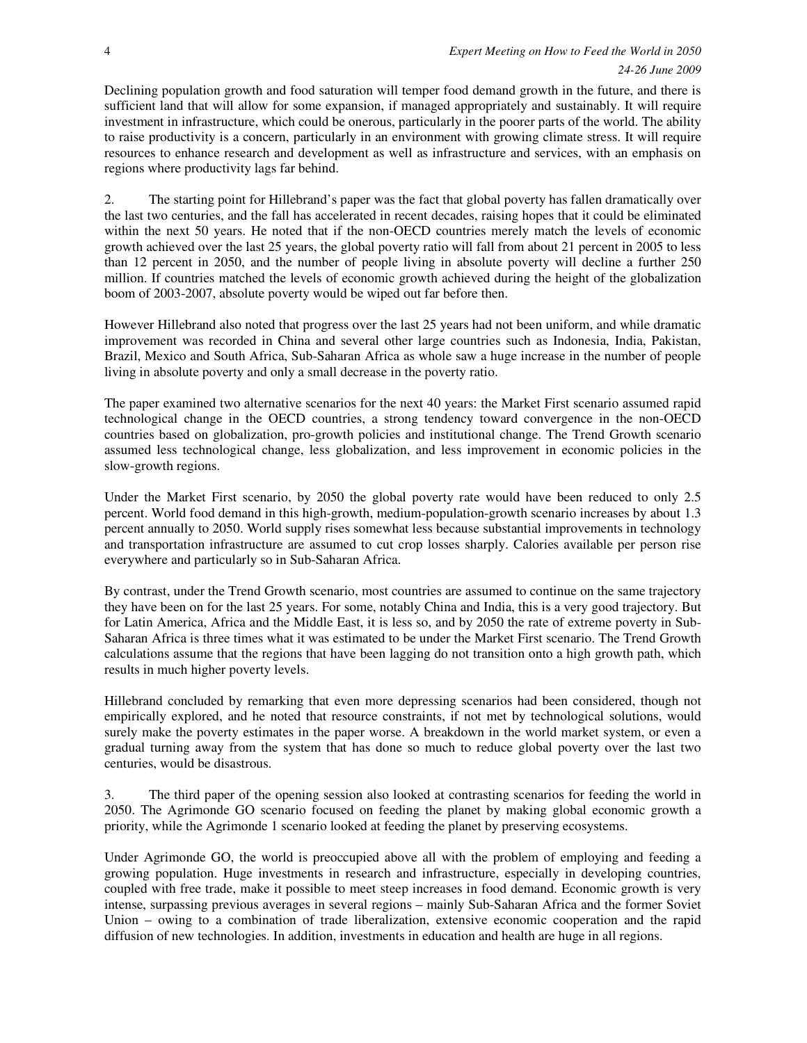Declining population growth and food saturation will temper food demand growth in the future, and there is sufficient land that will allow for some expansion, if managed appropriately and sustainably. It will require investment in infrastructure, which could be onerous, particularly in the poorer parts of the world. The ability to raise productivity is a concern, particularly in an environment with growing climate stress. It will require resources to enhance research and development as well as infrastructure and services, with an emphasis on regions where productivity lags far behind.

2. The starting point for Hillebrand's paper was the fact that global poverty has fallen dramatically over the last two centuries, and the fall has accelerated in recent decades, raising hopes that it could be eliminated within the next 50 years. He noted that if the non-OECD countries merely match the levels of economic growth achieved over the last 25 years, the global poverty ratio will fall from about 21 percent in 2005 to less than 12 percent in 2050, and the number of people living in absolute poverty will decline a further 250 million. If countries matched the levels of economic growth achieved during the height of the globalization boom of 2003-2007, absolute poverty would be wiped out far before then.

However Hillebrand also noted that progress over the last 25 years had not been uniform, and while dramatic improvement was recorded in China and several other large countries such as Indonesia, India, Pakistan, Brazil, Mexico and South Africa, Sub-Saharan Africa as whole saw a huge increase in the number of people living in absolute poverty and only a small decrease in the poverty ratio.

The paper examined two alternative scenarios for the next 40 years: the Market First scenario assumed rapid technological change in the OECD countries, a strong tendency toward convergence in the non-OECD countries based on globalization, pro-growth policies and institutional change. The Trend Growth scenario assumed less technological change, less globalization, and less improvement in economic policies in the slow-growth regions.

Under the Market First scenario, by 2050 the global poverty rate would have been reduced to only 2.5 percent. World food demand in this high-growth, medium-population-growth scenario increases by about 1.3 percent annually to 2050. World supply rises somewhat less because substantial improvements in technology and transportation infrastructure are assumed to cut crop losses sharply. Calories available per person rise everywhere and particularly so in Sub-Saharan Africa.

By contrast, under the Trend Growth scenario, most countries are assumed to continue on the same trajectory they have been on for the last 25 years. For some, notably China and India, this is a very good trajectory. But for Latin America, Africa and the Middle East, it is less so, and by 2050 the rate of extreme poverty in Sub-Saharan Africa is three times what it was estimated to be under the Market First scenario. The Trend Growth calculations assume that the regions that have been lagging do not transition onto a high growth path, which results in much higher poverty levels.

Hillebrand concluded by remarking that even more depressing scenarios had been considered, though not empirically explored, and he noted that resource constraints, if not met by technological solutions, would surely make the poverty estimates in the paper worse. A breakdown in the world market system, or even a gradual turning away from the system that has done so much to reduce global poverty over the last two centuries, would be disastrous.

3. The third paper of the opening session also looked at contrasting scenarios for feeding the world in 2050. The Agrimonde GO scenario focused on feeding the planet by making global economic growth a priority, while the Agrimonde 1 scenario looked at feeding the planet by preserving ecosystems.

Under Agrimonde GO, the world is preoccupied above all with the problem of employing and feeding a growing population. Huge investments in research and infrastructure, especially in developing countries, coupled with free trade, make it possible to meet steep increases in food demand. Economic growth is very intense, surpassing previous averages in several regions – mainly Sub-Saharan Africa and the former Soviet Union – owing to a combination of trade liberalization, extensive economic cooperation and the rapid diffusion of new technologies. In addition, investments in education and health are huge in all regions.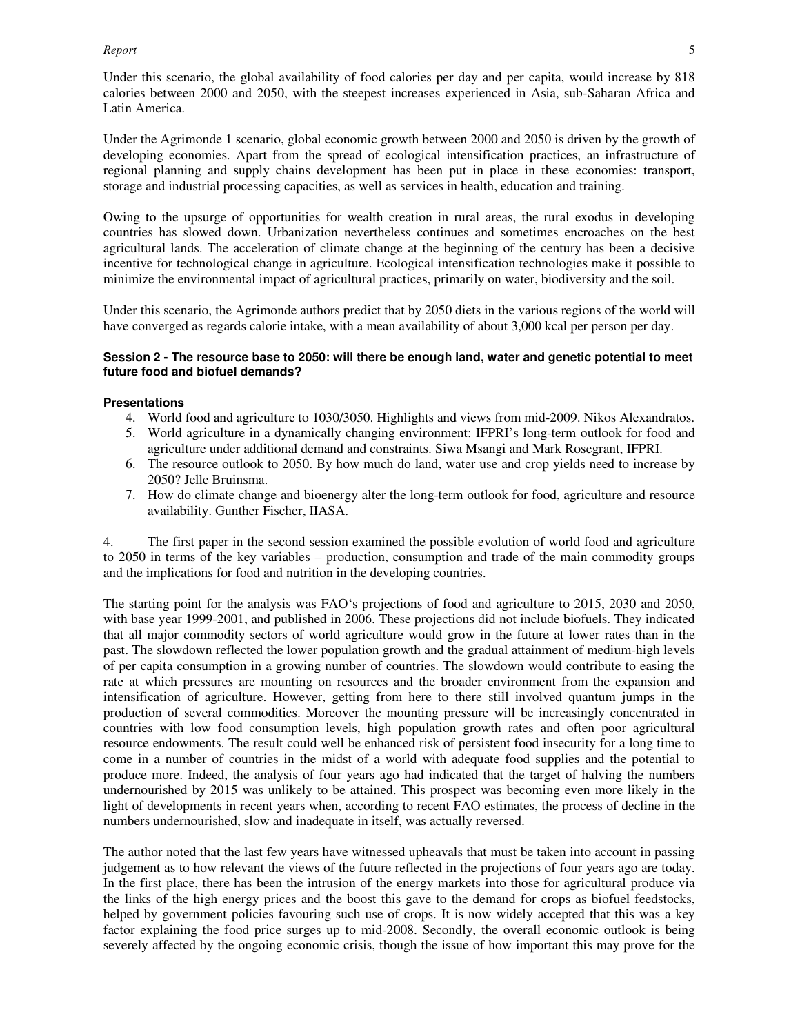Under this scenario, the global availability of food calories per day and per capita, would increase by 818 calories between 2000 and 2050, with the steepest increases experienced in Asia, sub-Saharan Africa and Latin America.

Under the Agrimonde 1 scenario, global economic growth between 2000 and 2050 is driven by the growth of developing economies. Apart from the spread of ecological intensification practices, an infrastructure of regional planning and supply chains development has been put in place in these economies: transport, storage and industrial processing capacities, as well as services in health, education and training.

Owing to the upsurge of opportunities for wealth creation in rural areas, the rural exodus in developing countries has slowed down. Urbanization nevertheless continues and sometimes encroaches on the best agricultural lands. The acceleration of climate change at the beginning of the century has been a decisive incentive for technological change in agriculture. Ecological intensification technologies make it possible to minimize the environmental impact of agricultural practices, primarily on water, biodiversity and the soil.

Under this scenario, the Agrimonde authors predict that by 2050 diets in the various regions of the world will have converged as regards calorie intake, with a mean availability of about 3,000 kcal per person per day.

**Session 2 - The resource base to 2050: will there be enough land, water and genetic potential to meet future food and biofuel demands?**

**Presentations**

4. World food and agriculture to 1030/3050. Highlights and views from mid-2009. Nikos Alexandratos.
5. World agriculture in a dynamically changing environment: IFPRI's long-term outlook for food and agriculture under additional demand and constraints. Siwa Msangi and Mark Rosegrant, IFPRI.
6. The resource outlook to 2050. By how much do land, water use and crop yields need to increase by 2050? Jelle Bruinsma.
7. How do climate change and bioenergy alter the long-term outlook for food, agriculture and resource availability. Gunther Fischer, IIASA.

4. The first paper in the second session examined the possible evolution of world food and agriculture to 2050 in terms of the key variables – production, consumption and trade of the main commodity groups and the implications for food and nutrition in the developing countries.

The starting point for the analysis was FAO's projections of food and agriculture to 2015, 2030 and 2050, with base year 1999-2001, and published in 2006. These projections did not include biofuels. They indicated that all major commodity sectors of world agriculture would grow in the future at lower rates than in the past. The slowdown reflected the lower population growth and the gradual attainment of medium-high levels of per capita consumption in a growing number of countries. The slowdown would contribute to easing the rate at which pressures are mounting on resources and the broader environment from the expansion and intensification of agriculture. However, getting from here to there still involved quantum jumps in the production of several commodities. Moreover the mounting pressure will be increasingly concentrated in countries with low food consumption levels, high population growth rates and often poor agricultural resource endowments. The result could well be enhanced risk of persistent food insecurity for a long time to come in a number of countries in the midst of a world with adequate food supplies and the potential to produce more. Indeed, the analysis of four years ago had indicated that the target of halving the numbers undernourished by 2015 was unlikely to be attained. This prospect was becoming even more likely in the light of developments in recent years when, according to recent FAO estimates, the process of decline in the numbers undernourished, slow and inadequate in itself, was actually reversed.

The author noted that the last few years have witnessed upheavals that must be taken into account in passing judgement as to how relevant the views of the future reflected in the projections of four years ago are today. In the first place, there has been the intrusion of the energy markets into those for agricultural produce via the links of the high energy prices and the boost this gave to the demand for crops as biofuel feedstocks, helped by government policies favouring such use of crops. It is now widely accepted that this was a key factor explaining the food price surges up to mid-2008. Secondly, the overall economic outlook is being severely affected by the ongoing economic crisis, though the issue of how important this may prove for the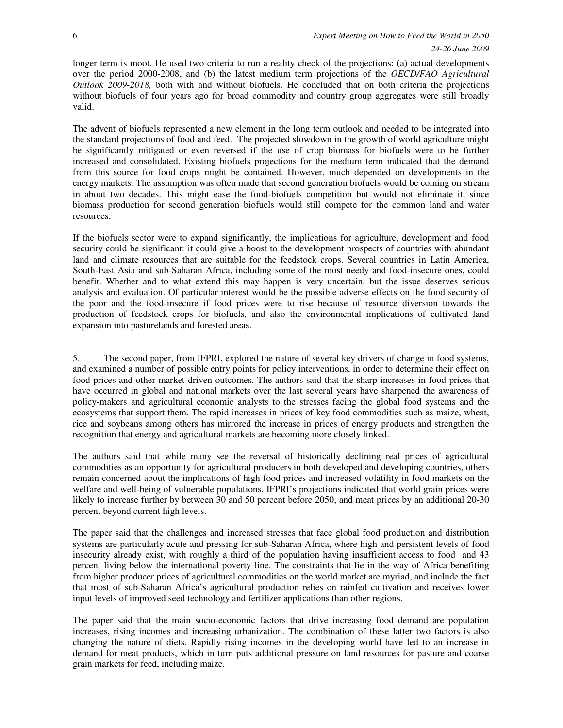longer term is moot. He used two criteria to run a reality check of the projections: (a) actual developments over the period 2000-2008, and (b) the latest medium term projections of the *OECD/FAO Agricultural Outlook 2009-2018,* both with and without biofuels. He concluded that on both criteria the projections without biofuels of four years ago for broad commodity and country group aggregates were still broadly valid.

The advent of biofuels represented a new element in the long term outlook and needed to be integrated into the standard projections of food and feed. The projected slowdown in the growth of world agriculture might be significantly mitigated or even reversed if the use of crop biomass for biofuels were to be further increased and consolidated. Existing biofuels projections for the medium term indicated that the demand from this source for food crops might be contained. However, much depended on developments in the energy markets. The assumption was often made that second generation biofuels would be coming on stream in about two decades. This might ease the food-biofuels competition but would not eliminate it, since biomass production for second generation biofuels would still compete for the common land and water resources.

If the biofuels sector were to expand significantly, the implications for agriculture, development and food security could be significant: it could give a boost to the development prospects of countries with abundant land and climate resources that are suitable for the feedstock crops. Several countries in Latin America, South-East Asia and sub-Saharan Africa, including some of the most needy and food-insecure ones, could benefit. Whether and to what extend this may happen is very uncertain, but the issue deserves serious analysis and evaluation. Of particular interest would be the possible adverse effects on the food security of the poor and the food-insecure if food prices were to rise because of resource diversion towards the production of feedstock crops for biofuels, and also the environmental implications of cultivated land expansion into pasturelands and forested areas.

5. The second paper, from IFPRI, explored the nature of several key drivers of change in food systems, and examined a number of possible entry points for policy interventions, in order to determine their effect on food prices and other market-driven outcomes. The authors said that the sharp increases in food prices that have occurred in global and national markets over the last several years have sharpened the awareness of policy-makers and agricultural economic analysts to the stresses facing the global food systems and the ecosystems that support them. The rapid increases in prices of key food commodities such as maize, wheat, rice and soybeans among others has mirrored the increase in prices of energy products and strengthen the recognition that energy and agricultural markets are becoming more closely linked.

The authors said that while many see the reversal of historically declining real prices of agricultural commodities as an opportunity for agricultural producers in both developed and developing countries, others remain concerned about the implications of high food prices and increased volatility in food markets on the welfare and well-being of vulnerable populations. IFPRI's projections indicated that world grain prices were likely to increase further by between 30 and 50 percent before 2050, and meat prices by an additional 20-30 percent beyond current high levels.

The paper said that the challenges and increased stresses that face global food production and distribution systems are particularly acute and pressing for sub-Saharan Africa, where high and persistent levels of food insecurity already exist, with roughly a third of the population having insufficient access to food and 43 percent living below the international poverty line. The constraints that lie in the way of Africa benefiting from higher producer prices of agricultural commodities on the world market are myriad, and include the fact that most of sub-Saharan Africa's agricultural production relies on rainfed cultivation and receives lower input levels of improved seed technology and fertilizer applications than other regions.

The paper said that the main socio-economic factors that drive increasing food demand are population increases, rising incomes and increasing urbanization. The combination of these latter two factors is also changing the nature of diets. Rapidly rising incomes in the developing world have led to an increase in demand for meat products, which in turn puts additional pressure on land resources for pasture and coarse grain markets for feed, including maize.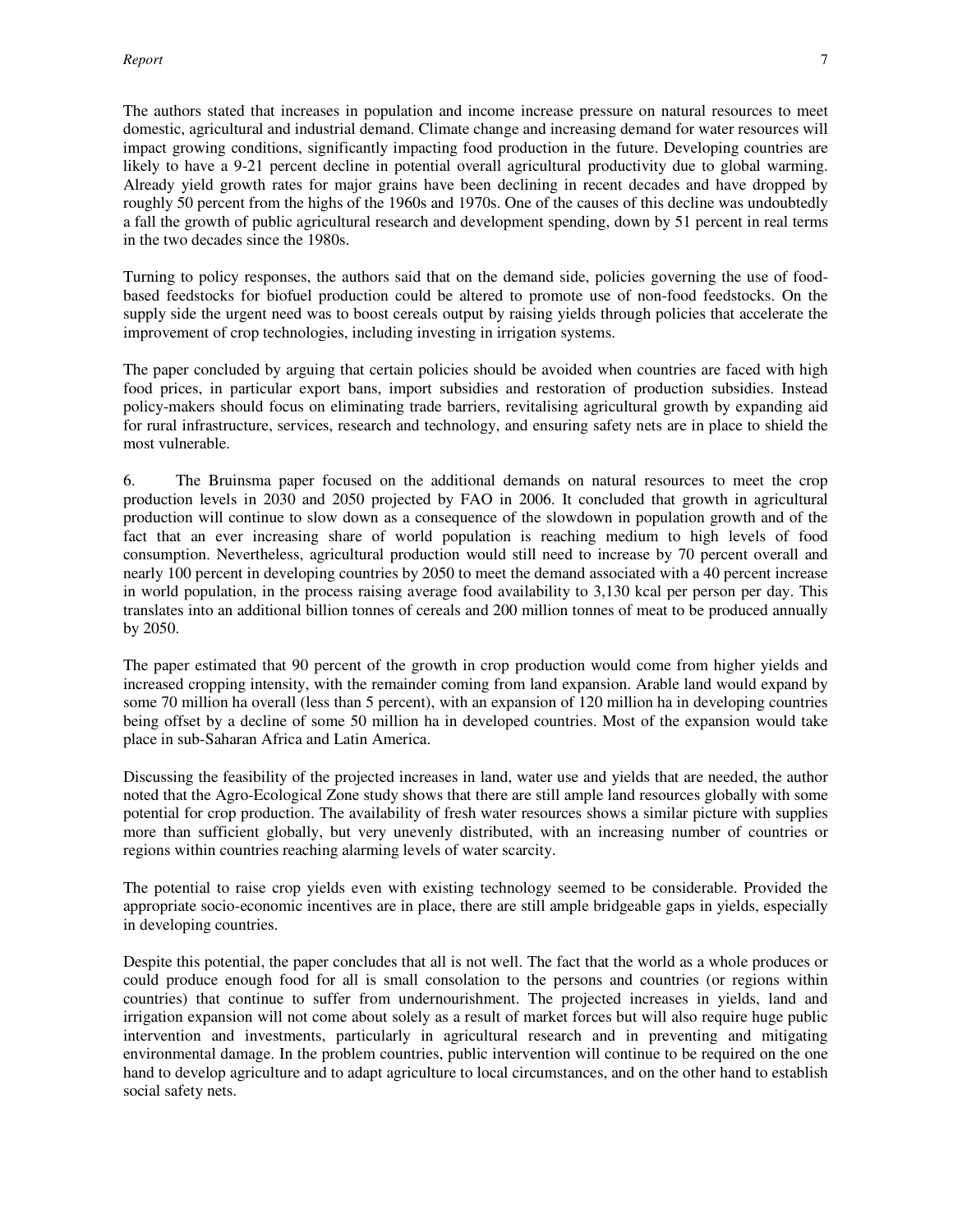The authors stated that increases in population and income increase pressure on natural resources to meet domestic, agricultural and industrial demand. Climate change and increasing demand for water resources will impact growing conditions, significantly impacting food production in the future. Developing countries are likely to have a 9-21 percent decline in potential overall agricultural productivity due to global warming. Already yield growth rates for major grains have been declining in recent decades and have dropped by roughly 50 percent from the highs of the 1960s and 1970s. One of the causes of this decline was undoubtedly a fall the growth of public agricultural research and development spending, down by 51 percent in real terms in the two decades since the 1980s.

Turning to policy responses, the authors said that on the demand side, policies governing the use of food-based feedstocks for biofuel production could be altered to promote use of non-food feedstocks. On the supply side the urgent need was to boost cereals output by raising yields through policies that accelerate the improvement of crop technologies, including investing in irrigation systems.

The paper concluded by arguing that certain policies should be avoided when countries are faced with high food prices, in particular export bans, import subsidies and restoration of production subsidies. Instead policy-makers should focus on eliminating trade barriers, revitalising agricultural growth by expanding aid for rural infrastructure, services, research and technology, and ensuring safety nets are in place to shield the most vulnerable.

6. The Bruinsma paper focused on the additional demands on natural resources to meet the crop production levels in 2030 and 2050 projected by FAO in 2006. It concluded that growth in agricultural production will continue to slow down as a consequence of the slowdown in population growth and of the fact that an ever increasing share of world population is reaching medium to high levels of food consumption. Nevertheless, agricultural production would still need to increase by 70 percent overall and nearly 100 percent in developing countries by 2050 to meet the demand associated with a 40 percent increase in world population, in the process raising average food availability to 3,130 kcal per person per day. This translates into an additional billion tonnes of cereals and 200 million tonnes of meat to be produced annually by 2050.

The paper estimated that 90 percent of the growth in crop production would come from higher yields and increased cropping intensity, with the remainder coming from land expansion. Arable land would expand by some 70 million ha overall (less than 5 percent), with an expansion of 120 million ha in developing countries being offset by a decline of some 50 million ha in developed countries. Most of the expansion would take place in sub-Saharan Africa and Latin America.

Discussing the feasibility of the projected increases in land, water use and yields that are needed, the author noted that the Agro-Ecological Zone study shows that there are still ample land resources globally with some potential for crop production. The availability of fresh water resources shows a similar picture with supplies more than sufficient globally, but very unevenly distributed, with an increasing number of countries or regions within countries reaching alarming levels of water scarcity.

The potential to raise crop yields even with existing technology seemed to be considerable. Provided the appropriate socio-economic incentives are in place, there are still ample bridgeable gaps in yields, especially in developing countries.

Despite this potential, the paper concludes that all is not well. The fact that the world as a whole produces or could produce enough food for all is small consolation to the persons and countries (or regions within countries) that continue to suffer from undernourishment. The projected increases in yields, land and irrigation expansion will not come about solely as a result of market forces but will also require huge public intervention and investments, particularly in agricultural research and in preventing and mitigating environmental damage. In the problem countries, public intervention will continue to be required on the one hand to develop agriculture and to adapt agriculture to local circumstances, and on the other hand to establish social safety nets.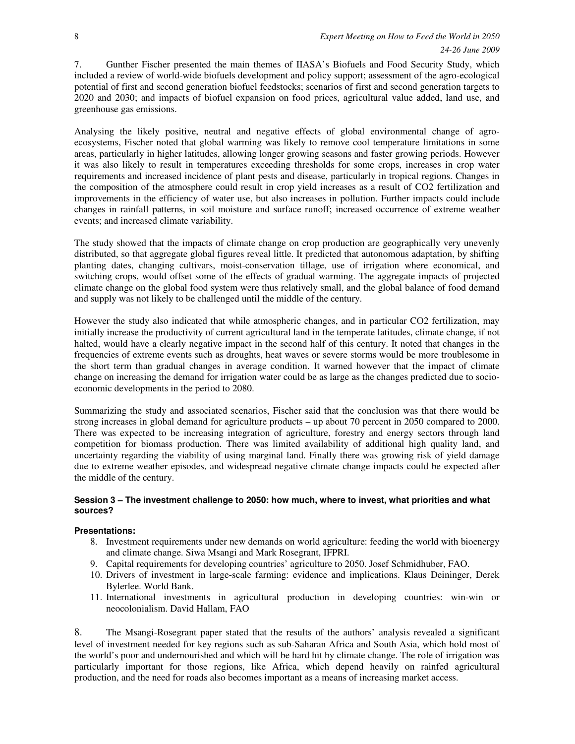7. Gunther Fischer presented the main themes of IIASA's Biofuels and Food Security Study, which included a review of world-wide biofuels development and policy support; assessment of the agro-ecological potential of first and second generation biofuel feedstocks; scenarios of first and second generation targets to 2020 and 2030; and impacts of biofuel expansion on food prices, agricultural value added, land use, and greenhouse gas emissions.

Analysing the likely positive, neutral and negative effects of global environmental change of agro-ecosystems, Fischer noted that global warming was likely to remove cool temperature limitations in some areas, particularly in higher latitudes, allowing longer growing seasons and faster growing periods. However it was also likely to result in temperatures exceeding thresholds for some crops, increases in crop water requirements and increased incidence of plant pests and disease, particularly in tropical regions. Changes in the composition of the atmosphere could result in crop yield increases as a result of $CO_2$ fertilization and improvements in the efficiency of water use, but also increases in pollution. Further impacts could include changes in rainfall patterns, in soil moisture and surface runoff; increased occurrence of extreme weather events; and increased climate variability.

The study showed that the impacts of climate change on crop production are geographically very unevenly distributed, so that aggregate global figures reveal little. It predicted that autonomous adaptation, by shifting planting dates, changing cultivars, moist-conservation tillage, use of irrigation where economical, and switching crops, would offset some of the effects of gradual warming. The aggregate impacts of projected climate change on the global food system were thus relatively small, and the global balance of food demand and supply was not likely to be challenged until the middle of the century.

However the study also indicated that while atmospheric changes, and in particular $CO_2$ fertilization, may initially increase the productivity of current agricultural land in the temperate latitudes, climate change, if not halted, would have a clearly negative impact in the second half of this century. It noted that changes in the frequencies of extreme events such as droughts, heat waves or severe storms would be more troublesome in the short term than gradual changes in average condition. It warned however that the impact of climate change on increasing the demand for irrigation water could be as large as the changes predicted due to socio-economic developments in the period to 2080.

Summarizing the study and associated scenarios, Fischer said that the conclusion was that there would be strong increases in global demand for agriculture products – up about 70 percent in 2050 compared to 2000. There was expected to be increasing integration of agriculture, forestry and energy sectors through land competition for biomass production. There was limited availability of additional high quality land, and uncertainty regarding the viability of using marginal land. Finally there was growing risk of yield damage due to extreme weather episodes, and widespread negative climate change impacts could be expected after the middle of the century.

#### Session 3 – The investment challenge to 2050: how much, where to invest, what priorities and what sources?

**Presentations:**

8. Investment requirements under new demands on world agriculture: feeding the world with bioenergy and climate change. Siwa Msangi and Mark Rosegrant, IFPRI.
9. Capital requirements for developing countries' agriculture to 2050. Josef Schmidhuber, FAO.
10. Drivers of investment in large-scale farming: evidence and implications. Klaus Deininger, Derek Bylerlee. World Bank.
11. International investments in agricultural production in developing countries: win-win or neocolonialism. David Hallam, FAO

8. The Msangi-Rosegrant paper stated that the results of the authors' analysis revealed a significant level of investment needed for key regions such as sub-Saharan Africa and South Asia, which hold most of the world's poor and undernourished and which will be hard hit by climate change. The role of irrigation was particularly important for those regions, like Africa, which depend heavily on rainfed agricultural production, and the need for roads also becomes important as a means of increasing market access.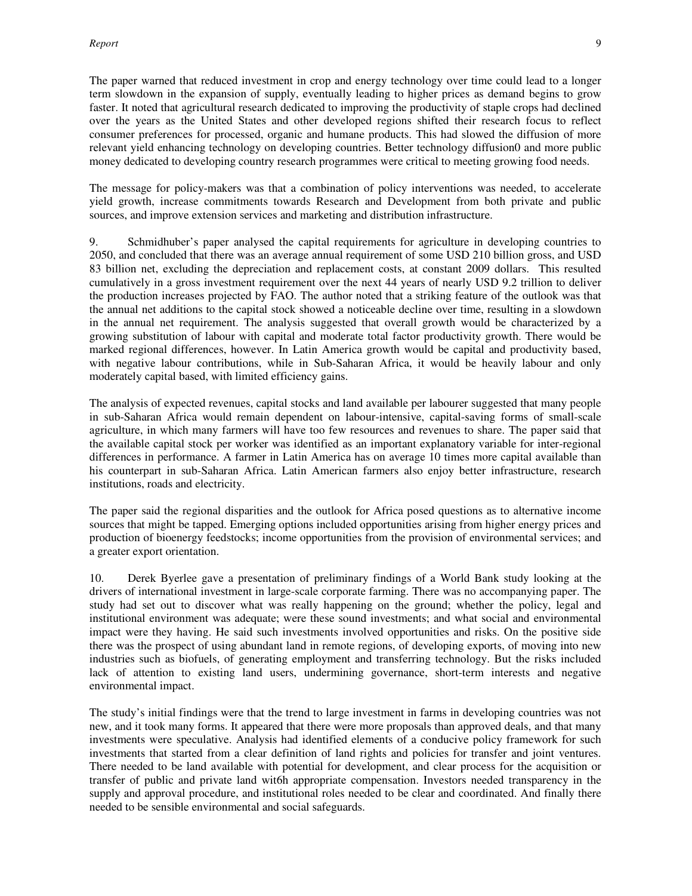The paper warned that reduced investment in crop and energy technology over time could lead to a longer term slowdown in the expansion of supply, eventually leading to higher prices as demand begins to grow faster. It noted that agricultural research dedicated to improving the productivity of staple crops had declined over the years as the United States and other developed regions shifted their research focus to reflect consumer preferences for processed, organic and humane products. This had slowed the diffusion of more relevant yield enhancing technology on developing countries. Better technology diffusion0 and more public money dedicated to developing country research programmes were critical to meeting growing food needs.

The message for policy-makers was that a combination of policy interventions was needed, to accelerate yield growth, increase commitments towards Research and Development from both private and public sources, and improve extension services and marketing and distribution infrastructure.

9. Schmidhuber's paper analysed the capital requirements for agriculture in developing countries to 2050, and concluded that there was an average annual requirement of some USD 210 billion gross, and USD 83 billion net, excluding the depreciation and replacement costs, at constant 2009 dollars. This resulted cumulatively in a gross investment requirement over the next 44 years of nearly USD 9.2 trillion to deliver the production increases projected by FAO. The author noted that a striking feature of the outlook was that the annual net additions to the capital stock showed a noticeable decline over time, resulting in a slowdown in the annual net requirement. The analysis suggested that overall growth would be characterized by a growing substitution of labour with capital and moderate total factor productivity growth. There would be marked regional differences, however. In Latin America growth would be capital and productivity based, with negative labour contributions, while in Sub-Saharan Africa, it would be heavily labour and only moderately capital based, with limited efficiency gains.

The analysis of expected revenues, capital stocks and land available per labourer suggested that many people in sub-Saharan Africa would remain dependent on labour-intensive, capital-saving forms of small-scale agriculture, in which many farmers will have too few resources and revenues to share. The paper said that the available capital stock per worker was identified as an important explanatory variable for inter-regional differences in performance. A farmer in Latin America has on average 10 times more capital available than his counterpart in sub-Saharan Africa. Latin American farmers also enjoy better infrastructure, research institutions, roads and electricity.

The paper said the regional disparities and the outlook for Africa posed questions as to alternative income sources that might be tapped. Emerging options included opportunities arising from higher energy prices and production of bioenergy feedstocks; income opportunities from the provision of environmental services; and a greater export orientation.

10. Derek Byerlee gave a presentation of preliminary findings of a World Bank study looking at the drivers of international investment in large-scale corporate farming. There was no accompanying paper. The study had set out to discover what was really happening on the ground; whether the policy, legal and institutional environment was adequate; were these sound investments; and what social and environmental impact were they having. He said such investments involved opportunities and risks. On the positive side there was the prospect of using abundant land in remote regions, of developing exports, of moving into new industries such as biofuels, of generating employment and transferring technology. But the risks included lack of attention to existing land users, undermining governance, short-term interests and negative environmental impact.

The study's initial findings were that the trend to large investment in farms in developing countries was not new, and it took many forms. It appeared that there were more proposals than approved deals, and that many investments were speculative. Analysis had identified elements of a conducive policy framework for such investments that started from a clear definition of land rights and policies for transfer and joint ventures. There needed to be land available with potential for development, and clear process for the acquisition or transfer of public and private land wit6h appropriate compensation. Investors needed transparency in the supply and approval procedure, and institutional roles needed to be clear and coordinated. And finally there needed to be sensible environmental and social safeguards.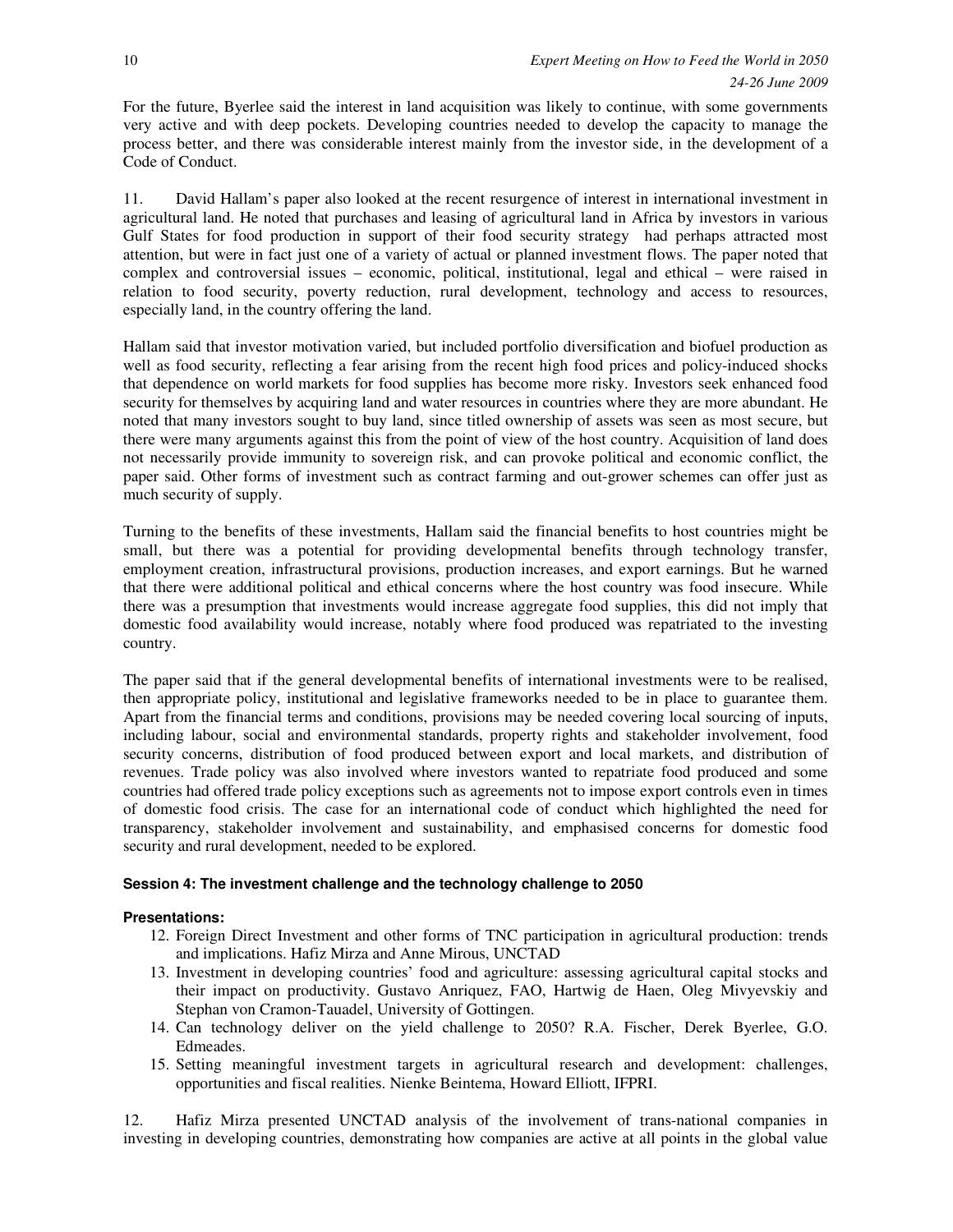For the future, Byerlee said the interest in land acquisition was likely to continue, with some governments very active and with deep pockets. Developing countries needed to develop the capacity to manage the process better, and there was considerable interest mainly from the investor side, in the development of a Code of Conduct.

11. David Hallam's paper also looked at the recent resurgence of interest in international investment in agricultural land. He noted that purchases and leasing of agricultural land in Africa by investors in various Gulf States for food production in support of their food security strategy had perhaps attracted most attention, but were in fact just one of a variety of actual or planned investment flows. The paper noted that complex and controversial issues – economic, political, institutional, legal and ethical – were raised in relation to food security, poverty reduction, rural development, technology and access to resources, especially land, in the country offering the land.

Hallam said that investor motivation varied, but included portfolio diversification and biofuel production as well as food security, reflecting a fear arising from the recent high food prices and policy-induced shocks that dependence on world markets for food supplies has become more risky. Investors seek enhanced food security for themselves by acquiring land and water resources in countries where they are more abundant. He noted that many investors sought to buy land, since titled ownership of assets was seen as most secure, but there were many arguments against this from the point of view of the host country. Acquisition of land does not necessarily provide immunity to sovereign risk, and can provoke political and economic conflict, the paper said. Other forms of investment such as contract farming and out-grower schemes can offer just as much security of supply.

Turning to the benefits of these investments, Hallam said the financial benefits to host countries might be small, but there was a potential for providing developmental benefits through technology transfer, employment creation, infrastructural provisions, production increases, and export earnings. But he warned that there were additional political and ethical concerns where the host country was food insecure. While there was a presumption that investments would increase aggregate food supplies, this did not imply that domestic food availability would increase, notably where food produced was repatriated to the investing country.

The paper said that if the general developmental benefits of international investments were to be realised, then appropriate policy, institutional and legislative frameworks needed to be in place to guarantee them. Apart from the financial terms and conditions, provisions may be needed covering local sourcing of inputs, including labour, social and environmental standards, property rights and stakeholder involvement, food security concerns, distribution of food produced between export and local markets, and distribution of revenues. Trade policy was also involved where investors wanted to repatriate food produced and some countries had offered trade policy exceptions such as agreements not to impose export controls even in times of domestic food crisis. The case for an international code of conduct which highlighted the need for transparency, stakeholder involvement and sustainability, and emphasised concerns for domestic food security and rural development, needed to be explored.

#### Session 4: The investment challenge and the technology challenge to 2050

**Presentations:**

12. Foreign Direct Investment and other forms of TNC participation in agricultural production: trends and implications. Hafiz Mirza and Anne Mirous, UNCTAD
13. Investment in developing countries' food and agriculture: assessing agricultural capital stocks and their impact on productivity. Gustavo Anriquez, FAO, Hartwig de Haen, Oleg Mivyevskiy and Stephan von Cramon-Tauadel, University of Gottingen.
14. Can technology deliver on the yield challenge to 2050? R.A. Fischer, Derek Byerlee, G.O. Edmeades.
15. Setting meaningful investment targets in agricultural research and development: challenges, opportunities and fiscal realities. Nienke Beintema, Howard Elliott, IFPRI.

12. Hafiz Mirza presented UNCTAD analysis of the involvement of trans-national companies in investing in developing countries, demonstrating how companies are active at all points in the global value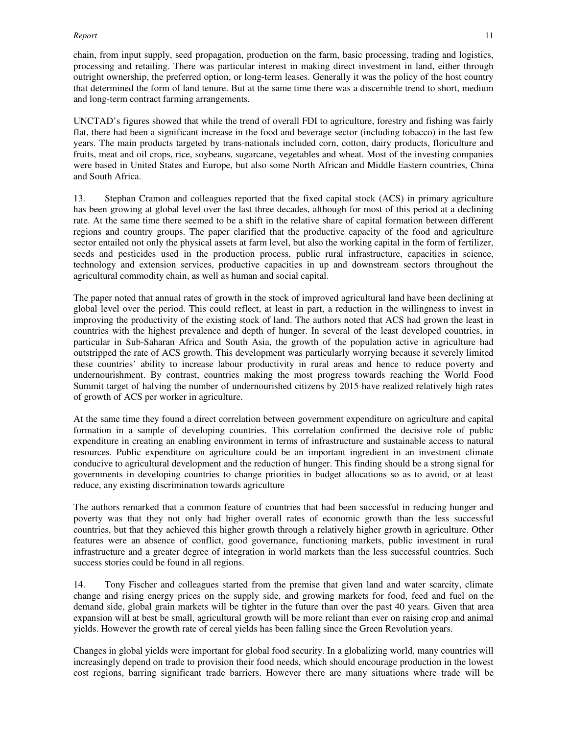chain, from input supply, seed propagation, production on the farm, basic processing, trading and logistics, processing and retailing. There was particular interest in making direct investment in land, either through outright ownership, the preferred option, or long-term leases. Generally it was the policy of the host country that determined the form of land tenure. But at the same time there was a discernible trend to short, medium and long-term contract farming arrangements.

UNCTAD's figures showed that while the trend of overall FDI to agriculture, forestry and fishing was fairly flat, there had been a significant increase in the food and beverage sector (including tobacco) in the last few years. The main products targeted by trans-nationals included corn, cotton, dairy products, floriculture and fruits, meat and oil crops, rice, soybeans, sugarcane, vegetables and wheat. Most of the investing companies were based in United States and Europe, but also some North African and Middle Eastern countries, China and South Africa.

13. Stephan Cramon and colleagues reported that the fixed capital stock (ACS) in primary agriculture has been growing at global level over the last three decades, although for most of this period at a declining rate. At the same time there seemed to be a shift in the relative share of capital formation between different regions and country groups. The paper clarified that the productive capacity of the food and agriculture sector entailed not only the physical assets at farm level, but also the working capital in the form of fertilizer, seeds and pesticides used in the production process, public rural infrastructure, capacities in science, technology and extension services, productive capacities in up and downstream sectors throughout the agricultural commodity chain, as well as human and social capital.

The paper noted that annual rates of growth in the stock of improved agricultural land have been declining at global level over the period. This could reflect, at least in part, a reduction in the willingness to invest in improving the productivity of the existing stock of land. The authors noted that ACS had grown the least in countries with the highest prevalence and depth of hunger. In several of the least developed countries, in particular in Sub-Saharan Africa and South Asia, the growth of the population active in agriculture had outstripped the rate of ACS growth. This development was particularly worrying because it severely limited these countries' ability to increase labour productivity in rural areas and hence to reduce poverty and undernourishment. By contrast, countries making the most progress towards reaching the World Food Summit target of halving the number of undernourished citizens by 2015 have realized relatively high rates of growth of ACS per worker in agriculture.

At the same time they found a direct correlation between government expenditure on agriculture and capital formation in a sample of developing countries. This correlation confirmed the decisive role of public expenditure in creating an enabling environment in terms of infrastructure and sustainable access to natural resources. Public expenditure on agriculture could be an important ingredient in an investment climate conducive to agricultural development and the reduction of hunger. This finding should be a strong signal for governments in developing countries to change priorities in budget allocations so as to avoid, or at least reduce, any existing discrimination towards agriculture

The authors remarked that a common feature of countries that had been successful in reducing hunger and poverty was that they not only had higher overall rates of economic growth than the less successful countries, but that they achieved this higher growth through a relatively higher growth in agriculture. Other features were an absence of conflict, good governance, functioning markets, public investment in rural infrastructure and a greater degree of integration in world markets than the less successful countries. Such success stories could be found in all regions.

14. Tony Fischer and colleagues started from the premise that given land and water scarcity, climate change and rising energy prices on the supply side, and growing markets for food, feed and fuel on the demand side, global grain markets will be tighter in the future than over the past 40 years. Given that area expansion will at best be small, agricultural growth will be more reliant than ever on raising crop and animal yields. However the growth rate of cereal yields has been falling since the Green Revolution years.

Changes in global yields were important for global food security. In a globalizing world, many countries will increasingly depend on trade to provision their food needs, which should encourage production in the lowest cost regions, barring significant trade barriers. However there are many situations where trade will be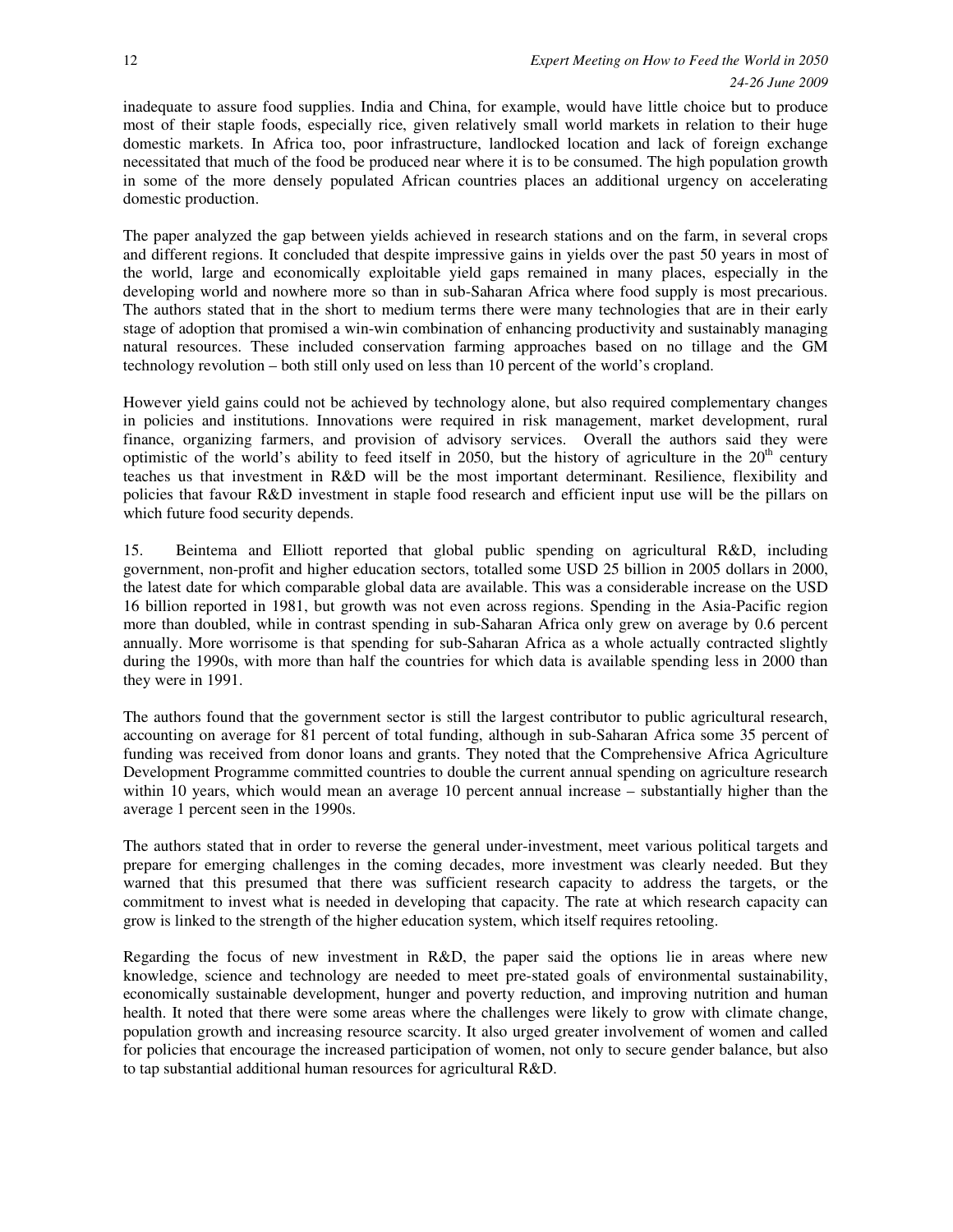inadequate to assure food supplies. India and China, for example, would have little choice but to produce most of their staple foods, especially rice, given relatively small world markets in relation to their huge domestic markets. In Africa too, poor infrastructure, landlocked location and lack of foreign exchange necessitated that much of the food be produced near where it is to be consumed. The high population growth in some of the more densely populated African countries places an additional urgency on accelerating domestic production.

The paper analyzed the gap between yields achieved in research stations and on the farm, in several crops and different regions. It concluded that despite impressive gains in yields over the past 50 years in most of the world, large and economically exploitable yield gaps remained in many places, especially in the developing world and nowhere more so than in sub-Saharan Africa where food supply is most precarious. The authors stated that in the short to medium terms there were many technologies that are in their early stage of adoption that promised a win-win combination of enhancing productivity and sustainably managing natural resources. These included conservation farming approaches based on no tillage and the GM technology revolution – both still only used on less than 10 percent of the world's cropland.

However yield gains could not be achieved by technology alone, but also required complementary changes in policies and institutions. Innovations were required in risk management, market development, rural finance, organizing farmers, and provision of advisory services. Overall the authors said they were optimistic of the world's ability to feed itself in 2050, but the history of agriculture in the 20th century teaches us that investment in R&D will be the most important determinant. Resilience, flexibility and policies that favour R&D investment in staple food research and efficient input use will be the pillars on which future food security depends.

15. Beintema and Elliott reported that global public spending on agricultural R&D, including government, non-profit and higher education sectors, totalled some USD 25 billion in 2005 dollars in 2000, the latest date for which comparable global data are available. This was a considerable increase on the USD 16 billion reported in 1981, but growth was not even across regions. Spending in the Asia-Pacific region more than doubled, while in contrast spending in sub-Saharan Africa only grew on average by 0.6 percent annually. More worrisome is that spending for sub-Saharan Africa as a whole actually contracted slightly during the 1990s, with more than half the countries for which data is available spending less in 2000 than they were in 1991.

The authors found that the government sector is still the largest contributor to public agricultural research, accounting on average for 81 percent of total funding, although in sub-Saharan Africa some 35 percent of funding was received from donor loans and grants. They noted that the Comprehensive Africa Agriculture Development Programme committed countries to double the current annual spending on agriculture research within 10 years, which would mean an average 10 percent annual increase – substantially higher than the average 1 percent seen in the 1990s.

The authors stated that in order to reverse the general under-investment, meet various political targets and prepare for emerging challenges in the coming decades, more investment was clearly needed. But they warned that this presumed that there was sufficient research capacity to address the targets, or the commitment to invest what is needed in developing that capacity. The rate at which research capacity can grow is linked to the strength of the higher education system, which itself requires retooling.

Regarding the focus of new investment in R&D, the paper said the options lie in areas where new knowledge, science and technology are needed to meet pre-stated goals of environmental sustainability, economically sustainable development, hunger and poverty reduction, and improving nutrition and human health. It noted that there were some areas where the challenges were likely to grow with climate change, population growth and increasing resource scarcity. It also urged greater involvement of women and called for policies that encourage the increased participation of women, not only to secure gender balance, but also to tap substantial additional human resources for agricultural R&D.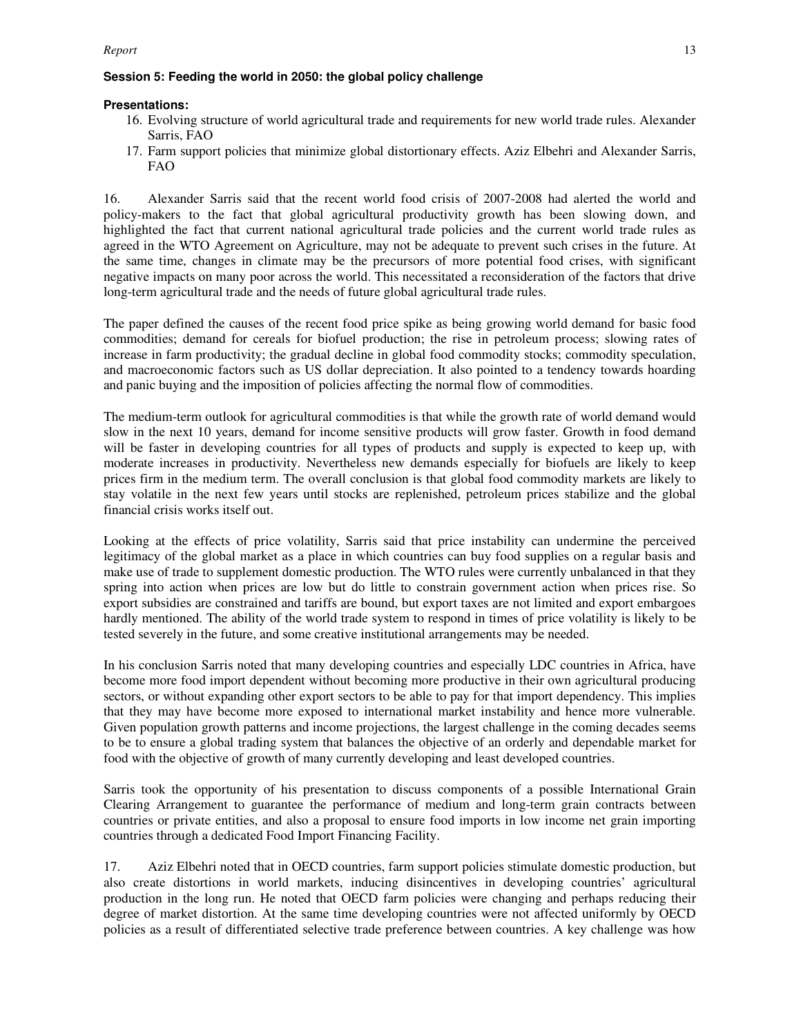**Session 5: Feeding the world in 2050: the global policy challenge**

**Presentations:**

16. Evolving structure of world agricultural trade and requirements for new world trade rules. Alexander Sarris, FAO
17. Farm support policies that minimize global distortionary effects. Aziz Elbehri and Alexander Sarris, FAO

16. Alexander Sarris said that the recent world food crisis of 2007-2008 had alerted the world and policy-makers to the fact that global agricultural productivity growth has been slowing down, and highlighted the fact that current national agricultural trade policies and the current world trade rules as agreed in the WTO Agreement on Agriculture, may not be adequate to prevent such crises in the future. At the same time, changes in climate may be the precursors of more potential food crises, with significant negative impacts on many poor across the world. This necessitated a reconsideration of the factors that drive long-term agricultural trade and the needs of future global agricultural trade rules.

The paper defined the causes of the recent food price spike as being growing world demand for basic food commodities; demand for cereals for biofuel production; the rise in petroleum process; slowing rates of increase in farm productivity; the gradual decline in global food commodity stocks; commodity speculation, and macroeconomic factors such as US dollar depreciation. It also pointed to a tendency towards hoarding and panic buying and the imposition of policies affecting the normal flow of commodities.

The medium-term outlook for agricultural commodities is that while the growth rate of world demand would slow in the next 10 years, demand for income sensitive products will grow faster. Growth in food demand will be faster in developing countries for all types of products and supply is expected to keep up, with moderate increases in productivity. Nevertheless new demands especially for biofuels are likely to keep prices firm in the medium term. The overall conclusion is that global food commodity markets are likely to stay volatile in the next few years until stocks are replenished, petroleum prices stabilize and the global financial crisis works itself out.

Looking at the effects of price volatility, Sarris said that price instability can undermine the perceived legitimacy of the global market as a place in which countries can buy food supplies on a regular basis and make use of trade to supplement domestic production. The WTO rules were currently unbalanced in that they spring into action when prices are low but do little to constrain government action when prices rise. So export subsidies are constrained and tariffs are bound, but export taxes are not limited and export embargoes hardly mentioned. The ability of the world trade system to respond in times of price volatility is likely to be tested severely in the future, and some creative institutional arrangements may be needed.

In his conclusion Sarris noted that many developing countries and especially LDC countries in Africa, have become more food import dependent without becoming more productive in their own agricultural producing sectors, or without expanding other export sectors to be able to pay for that import dependency. This implies that they may have become more exposed to international market instability and hence more vulnerable. Given population growth patterns and income projections, the largest challenge in the coming decades seems to be to ensure a global trading system that balances the objective of an orderly and dependable market for food with the objective of growth of many currently developing and least developed countries.

Sarris took the opportunity of his presentation to discuss components of a possible International Grain Clearing Arrangement to guarantee the performance of medium and long-term grain contracts between countries or private entities, and also a proposal to ensure food imports in low income net grain importing countries through a dedicated Food Import Financing Facility.

17. Aziz Elbehri noted that in OECD countries, farm support policies stimulate domestic production, but also create distortions in world markets, inducing disincentives in developing countries' agricultural production in the long run. He noted that OECD farm policies were changing and perhaps reducing their degree of market distortion. At the same time developing countries were not affected uniformly by OECD policies as a result of differentiated selective trade preference between countries. A key challenge was how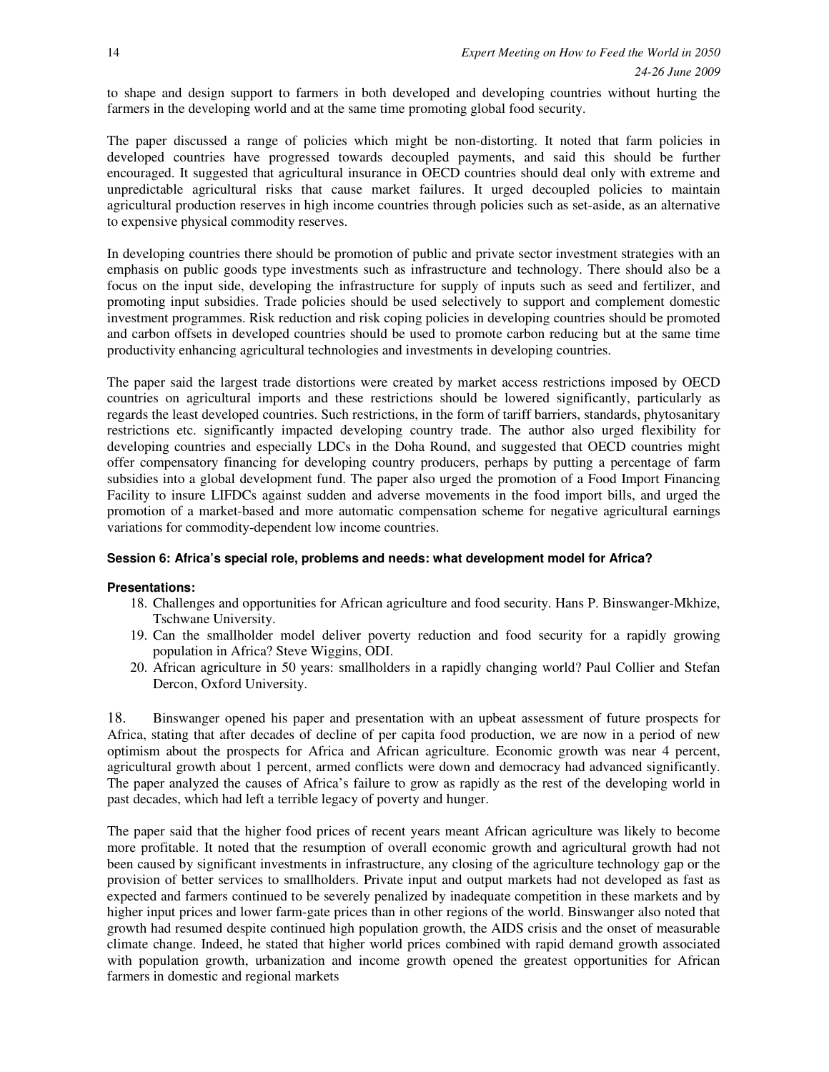to shape and design support to farmers in both developed and developing countries without hurting the farmers in the developing world and at the same time promoting global food security.

The paper discussed a range of policies which might be non-distorting. It noted that farm policies in developed countries have progressed towards decoupled payments, and said this should be further encouraged. It suggested that agricultural insurance in OECD countries should deal only with extreme and unpredictable agricultural risks that cause market failures. It urged decoupled policies to maintain agricultural production reserves in high income countries through policies such as set-aside, as an alternative to expensive physical commodity reserves.

In developing countries there should be promotion of public and private sector investment strategies with an emphasis on public goods type investments such as infrastructure and technology. There should also be a focus on the input side, developing the infrastructure for supply of inputs such as seed and fertilizer, and promoting input subsidies. Trade policies should be used selectively to support and complement domestic investment programmes. Risk reduction and risk coping policies in developing countries should be promoted and carbon offsets in developed countries should be used to promote carbon reducing but at the same time productivity enhancing agricultural technologies and investments in developing countries.

The paper said the largest trade distortions were created by market access restrictions imposed by OECD countries on agricultural imports and these restrictions should be lowered significantly, particularly as regards the least developed countries. Such restrictions, in the form of tariff barriers, standards, phytosanitary restrictions etc. significantly impacted developing country trade. The author also urged flexibility for developing countries and especially LDCs in the Doha Round, and suggested that OECD countries might offer compensatory financing for developing country producers, perhaps by putting a percentage of farm subsidies into a global development fund. The paper also urged the promotion of a Food Import Financing Facility to insure LIFDCs against sudden and adverse movements in the food import bills, and urged the promotion of a market-based and more automatic compensation scheme for negative agricultural earnings variations for commodity-dependent low income countries.

**Session 6: Africa's special role, problems and needs: what development model for Africa?**

**Presentations:**

18. Challenges and opportunities for African agriculture and food security. Hans P. Binswanger-Mkhize, Tschwane University.
19. Can the smallholder model deliver poverty reduction and food security for a rapidly growing population in Africa? Steve Wiggins, ODI.
20. African agriculture in 50 years: smallholders in a rapidly changing world? Paul Collier and Stefan Dercon, Oxford University.

18. Binswanger opened his paper and presentation with an upbeat assessment of future prospects for Africa, stating that after decades of decline of per capita food production, we are now in a period of new optimism about the prospects for Africa and African agriculture. Economic growth was near 4 percent, agricultural growth about 1 percent, armed conflicts were down and democracy had advanced significantly. The paper analyzed the causes of Africa's failure to grow as rapidly as the rest of the developing world in past decades, which had left a terrible legacy of poverty and hunger.

The paper said that the higher food prices of recent years meant African agriculture was likely to become more profitable. It noted that the resumption of overall economic growth and agricultural growth had not been caused by significant investments in infrastructure, any closing of the agriculture technology gap or the provision of better services to smallholders. Private input and output markets had not developed as fast as expected and farmers continued to be severely penalized by inadequate competition in these markets and by higher input prices and lower farm-gate prices than in other regions of the world. Binswanger also noted that growth had resumed despite continued high population growth, the AIDS crisis and the onset of measurable climate change. Indeed, he stated that higher world prices combined with rapid demand growth associated with population growth, urbanization and income growth opened the greatest opportunities for African farmers in domestic and regional markets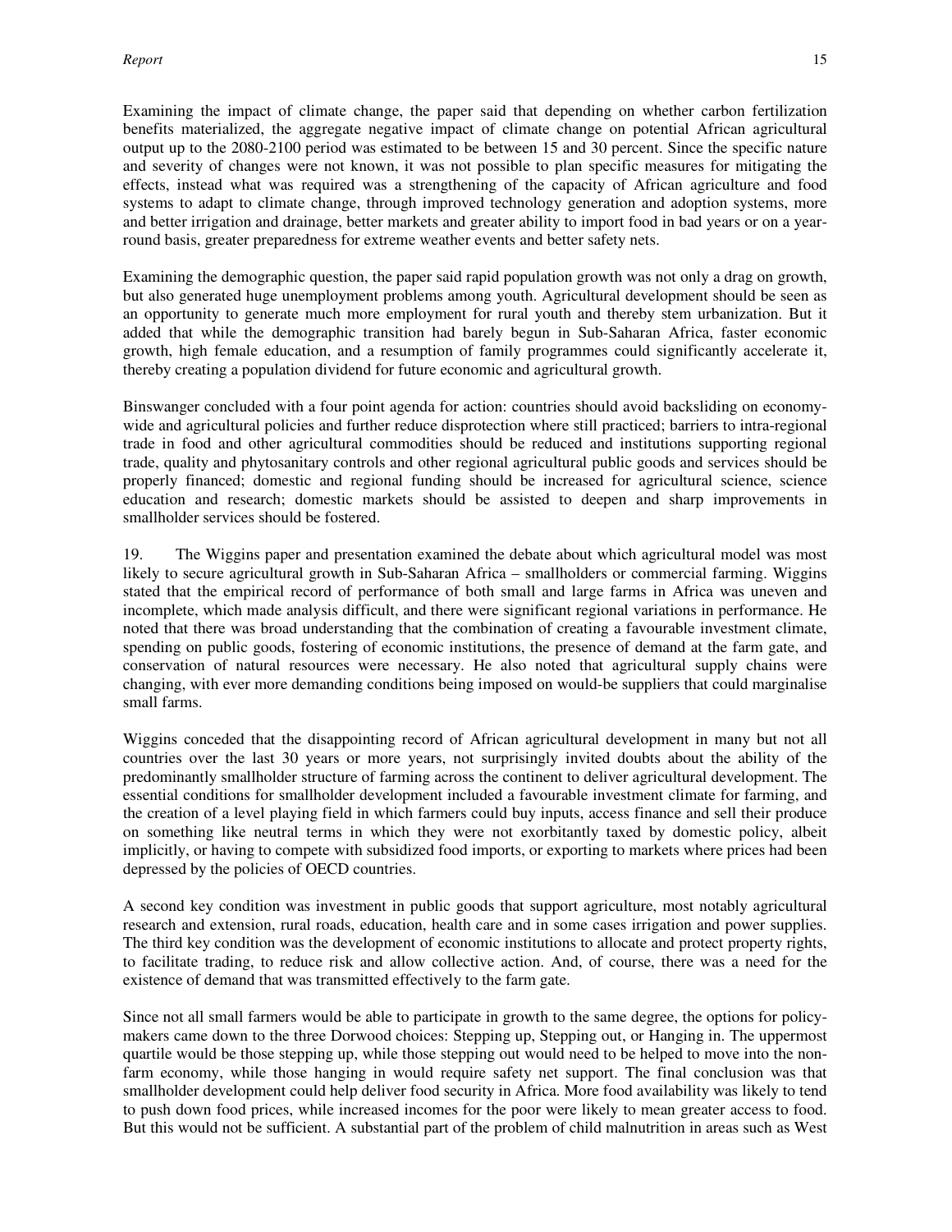Examining the impact of climate change, the paper said that depending on whether carbon fertilization benefits materialized, the aggregate negative impact of climate change on potential African agricultural output up to the 2080-2100 period was estimated to be between 15 and 30 percent. Since the specific nature and severity of changes were not known, it was not possible to plan specific measures for mitigating the effects, instead what was required was a strengthening of the capacity of African agriculture and food systems to adapt to climate change, through improved technology generation and adoption systems, more and better irrigation and drainage, better markets and greater ability to import food in bad years or on a year-round basis, greater preparedness for extreme weather events and better safety nets.

Examining the demographic question, the paper said rapid population growth was not only a drag on growth, but also generated huge unemployment problems among youth. Agricultural development should be seen as an opportunity to generate much more employment for rural youth and thereby stem urbanization. But it added that while the demographic transition had barely begun in Sub-Saharan Africa, faster economic growth, high female education, and a resumption of family programmes could significantly accelerate it, thereby creating a population dividend for future economic and agricultural growth.

Binswanger concluded with a four point agenda for action: countries should avoid backsliding on economy-wide and agricultural policies and further reduce disprotection where still practiced; barriers to intra-regional trade in food and other agricultural commodities should be reduced and institutions supporting regional trade, quality and phytosanitary controls and other regional agricultural public goods and services should be properly financed; domestic and regional funding should be increased for agricultural science, science education and research; domestic markets should be assisted to deepen and sharp improvements in smallholder services should be fostered.

19. The Wiggins paper and presentation examined the debate about which agricultural model was most likely to secure agricultural growth in Sub-Saharan Africa – smallholders or commercial farming. Wiggins stated that the empirical record of performance of both small and large farms in Africa was uneven and incomplete, which made analysis difficult, and there were significant regional variations in performance. He noted that there was broad understanding that the combination of creating a favourable investment climate, spending on public goods, fostering of economic institutions, the presence of demand at the farm gate, and conservation of natural resources were necessary. He also noted that agricultural supply chains were changing, with ever more demanding conditions being imposed on would-be suppliers that could marginalise small farms.

Wiggins conceded that the disappointing record of African agricultural development in many but not all countries over the last 30 years or more years, not surprisingly invited doubts about the ability of the predominantly smallholder structure of farming across the continent to deliver agricultural development. The essential conditions for smallholder development included a favourable investment climate for farming, and the creation of a level playing field in which farmers could buy inputs, access finance and sell their produce on something like neutral terms in which they were not exorbitantly taxed by domestic policy, albeit implicitly, or having to compete with subsidized food imports, or exporting to markets where prices had been depressed by the policies of OECD countries.

A second key condition was investment in public goods that support agriculture, most notably agricultural research and extension, rural roads, education, health care and in some cases irrigation and power supplies. The third key condition was the development of economic institutions to allocate and protect property rights, to facilitate trading, to reduce risk and allow collective action. And, of course, there was a need for the existence of demand that was transmitted effectively to the farm gate.

Since not all small farmers would be able to participate in growth to the same degree, the options for policy-makers came down to the three Dorwood choices: Stepping up, Stepping out, or Hanging in. The uppermost quartile would be those stepping up, while those stepping out would need to be helped to move into the non-farm economy, while those hanging in would require safety net support. The final conclusion was that smallholder development could help deliver food security in Africa. More food availability was likely to tend to push down food prices, while increased incomes for the poor were likely to mean greater access to food. But this would not be sufficient. A substantial part of the problem of child malnutrition in areas such as West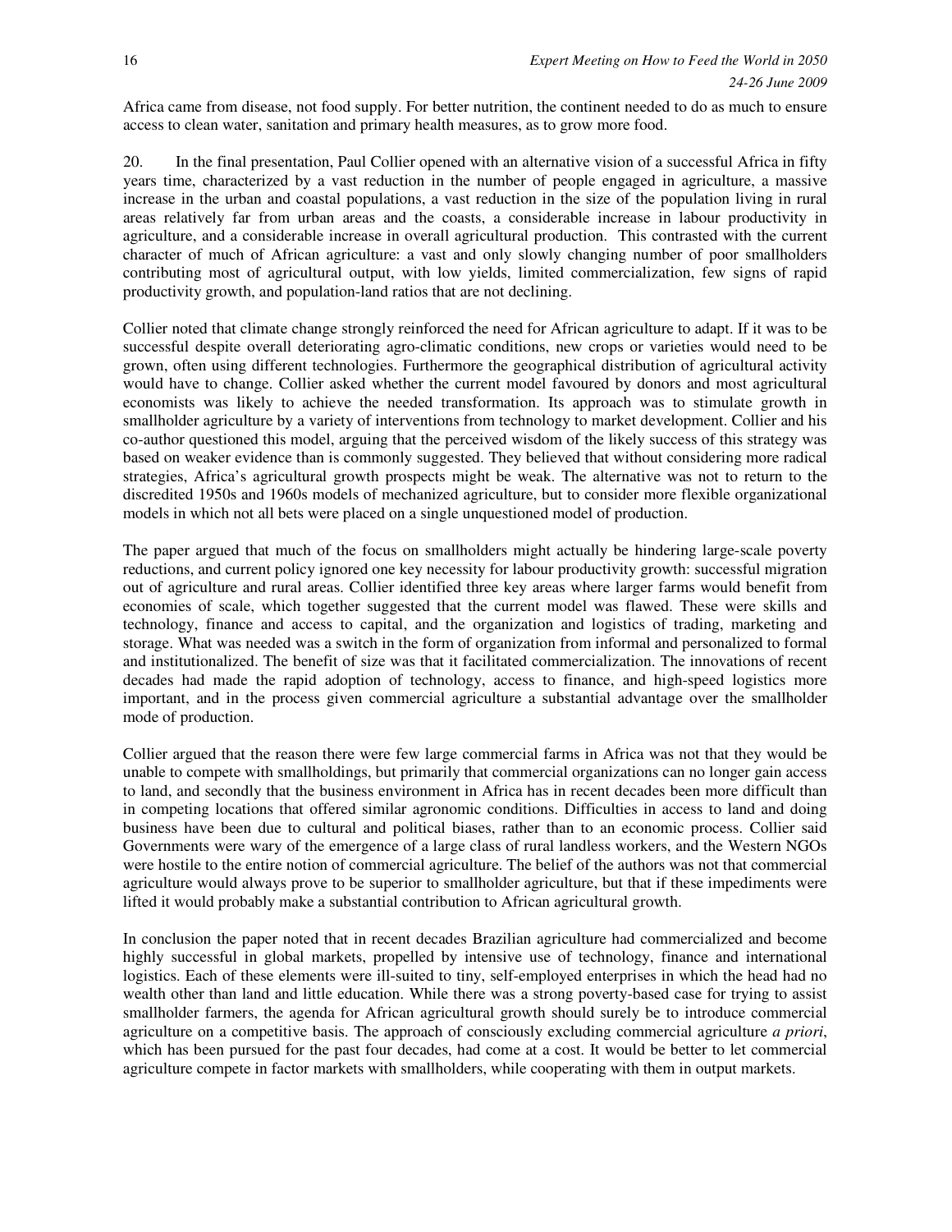Africa came from disease, not food supply. For better nutrition, the continent needed to do as much to ensure access to clean water, sanitation and primary health measures, as to grow more food.

20. In the final presentation, Paul Collier opened with an alternative vision of a successful Africa in fifty years time, characterized by a vast reduction in the number of people engaged in agriculture, a massive increase in the urban and coastal populations, a vast reduction in the size of the population living in rural areas relatively far from urban areas and the coasts, a considerable increase in labour productivity in agriculture, and a considerable increase in overall agricultural production. This contrasted with the current character of much of African agriculture: a vast and only slowly changing number of poor smallholders contributing most of agricultural output, with low yields, limited commercialization, few signs of rapid productivity growth, and population-land ratios that are not declining.

Collier noted that climate change strongly reinforced the need for African agriculture to adapt. If it was to be successful despite overall deteriorating agro-climatic conditions, new crops or varieties would need to be grown, often using different technologies. Furthermore the geographical distribution of agricultural activity would have to change. Collier asked whether the current model favoured by donors and most agricultural economists was likely to achieve the needed transformation. Its approach was to stimulate growth in smallholder agriculture by a variety of interventions from technology to market development. Collier and his co-author questioned this model, arguing that the perceived wisdom of the likely success of this strategy was based on weaker evidence than is commonly suggested. They believed that without considering more radical strategies, Africa's agricultural growth prospects might be weak. The alternative was not to return to the discredited 1950s and 1960s models of mechanized agriculture, but to consider more flexible organizational models in which not all bets were placed on a single unquestioned model of production.

The paper argued that much of the focus on smallholders might actually be hindering large-scale poverty reductions, and current policy ignored one key necessity for labour productivity growth: successful migration out of agriculture and rural areas. Collier identified three key areas where larger farms would benefit from economies of scale, which together suggested that the current model was flawed. These were skills and technology, finance and access to capital, and the organization and logistics of trading, marketing and storage. What was needed was a switch in the form of organization from informal and personalized to formal and institutionalized. The benefit of size was that it facilitated commercialization. The innovations of recent decades had made the rapid adoption of technology, access to finance, and high-speed logistics more important, and in the process given commercial agriculture a substantial advantage over the smallholder mode of production.

Collier argued that the reason there were few large commercial farms in Africa was not that they would be unable to compete with smallholdings, but primarily that commercial organizations can no longer gain access to land, and secondly that the business environment in Africa has in recent decades been more difficult than in competing locations that offered similar agronomic conditions. Difficulties in access to land and doing business have been due to cultural and political biases, rather than to an economic process. Collier said Governments were wary of the emergence of a large class of rural landless workers, and the Western NGOs were hostile to the entire notion of commercial agriculture. The belief of the authors was not that commercial agriculture would always prove to be superior to smallholder agriculture, but that if these impediments were lifted it would probably make a substantial contribution to African agricultural growth.

In conclusion the paper noted that in recent decades Brazilian agriculture had commercialized and become highly successful in global markets, propelled by intensive use of technology, finance and international logistics. Each of these elements were ill-suited to tiny, self-employed enterprises in which the head had no wealth other than land and little education. While there was a strong poverty-based case for trying to assist smallholder farmers, the agenda for African agricultural growth should surely be to introduce commercial agriculture on a competitive basis. The approach of consciously excluding commercial agriculture *a priori*, which has been pursued for the past four decades, had come at a cost. It would be better to let commercial agriculture compete in factor markets with smallholders, while cooperating with them in output markets.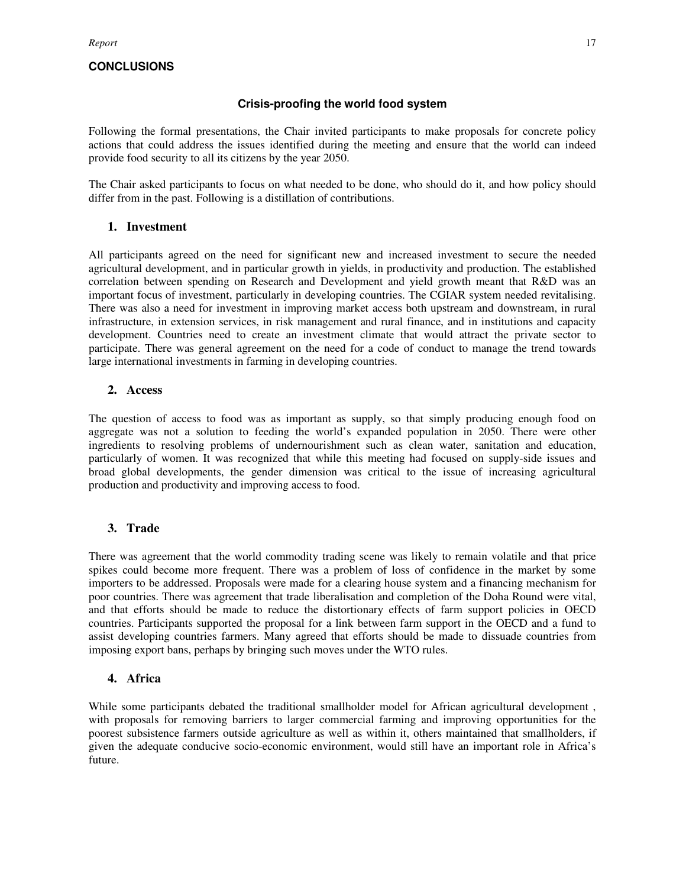## CONCLUSIONS

### Crisis-proofing the world food system

Following the formal presentations, the Chair invited participants to make proposals for concrete policy actions that could address the issues identified during the meeting and ensure that the world can indeed provide food security to all its citizens by the year 2050.

The Chair asked participants to focus on what needed to be done, who should do it, and how policy should differ from in the past. Following is a distillation of contributions.

### 1. Investment

All participants agreed on the need for significant new and increased investment to secure the needed agricultural development, and in particular growth in yields, in productivity and production. The established correlation between spending on Research and Development and yield growth meant that R&D was an important focus of investment, particularly in developing countries. The CGIAR system needed revitalising. There was also a need for investment in improving market access both upstream and downstream, in rural infrastructure, in extension services, in risk management and rural finance, and in institutions and capacity development. Countries need to create an investment climate that would attract the private sector to participate. There was general agreement on the need for a code of conduct to manage the trend towards large international investments in farming in developing countries.

### 2. Access

The question of access to food was as important as supply, so that simply producing enough food on aggregate was not a solution to feeding the world's expanded population in 2050. There were other ingredients to resolving problems of undernourishment such as clean water, sanitation and education, particularly of women. It was recognized that while this meeting had focused on supply-side issues and broad global developments, the gender dimension was critical to the issue of increasing agricultural production and productivity and improving access to food.

### 3. Trade

There was agreement that the world commodity trading scene was likely to remain volatile and that price spikes could become more frequent. There was a problem of loss of confidence in the market by some importers to be addressed. Proposals were made for a clearing house system and a financing mechanism for poor countries. There was agreement that trade liberalisation and completion of the Doha Round were vital, and that efforts should be made to reduce the distortionary effects of farm support policies in OECD countries. Participants supported the proposal for a link between farm support in the OECD and a fund to assist developing countries farmers. Many agreed that efforts should be made to dissuade countries from imposing export bans, perhaps by bringing such moves under the WTO rules.

### 4. Africa

While some participants debated the traditional smallholder model for African agricultural development , with proposals for removing barriers to larger commercial farming and improving opportunities for the poorest subsistence farmers outside agriculture as well as within it, others maintained that smallholders, if given the adequate conducive socio-economic environment, would still have an important role in Africa's future.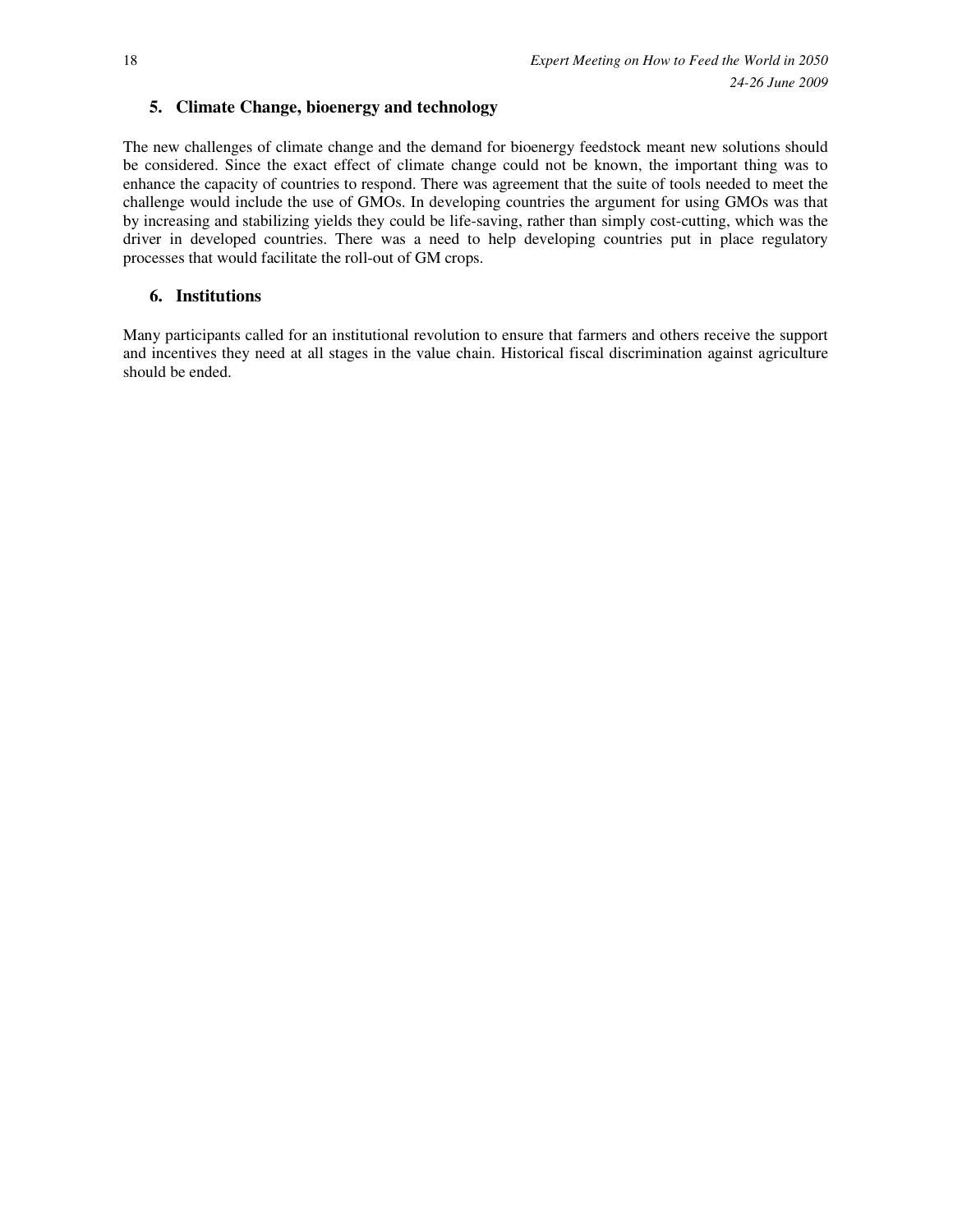## 5. Climate Change, bioenergy and technology

The new challenges of climate change and the demand for bioenergy feedstock meant new solutions should be considered. Since the exact effect of climate change could not be known, the important thing was to enhance the capacity of countries to respond. There was agreement that the suite of tools needed to meet the challenge would include the use of GMOs. In developing countries the argument for using GMOs was that by increasing and stabilizing yields they could be life-saving, rather than simply cost-cutting, which was the driver in developed countries. There was a need to help developing countries put in place regulatory processes that would facilitate the roll-out of GM crops.

## 6. Institutions

Many participants called for an institutional revolution to ensure that farmers and others receive the support and incentives they need at all stages in the value chain. Historical fiscal discrimination against agriculture should be ended.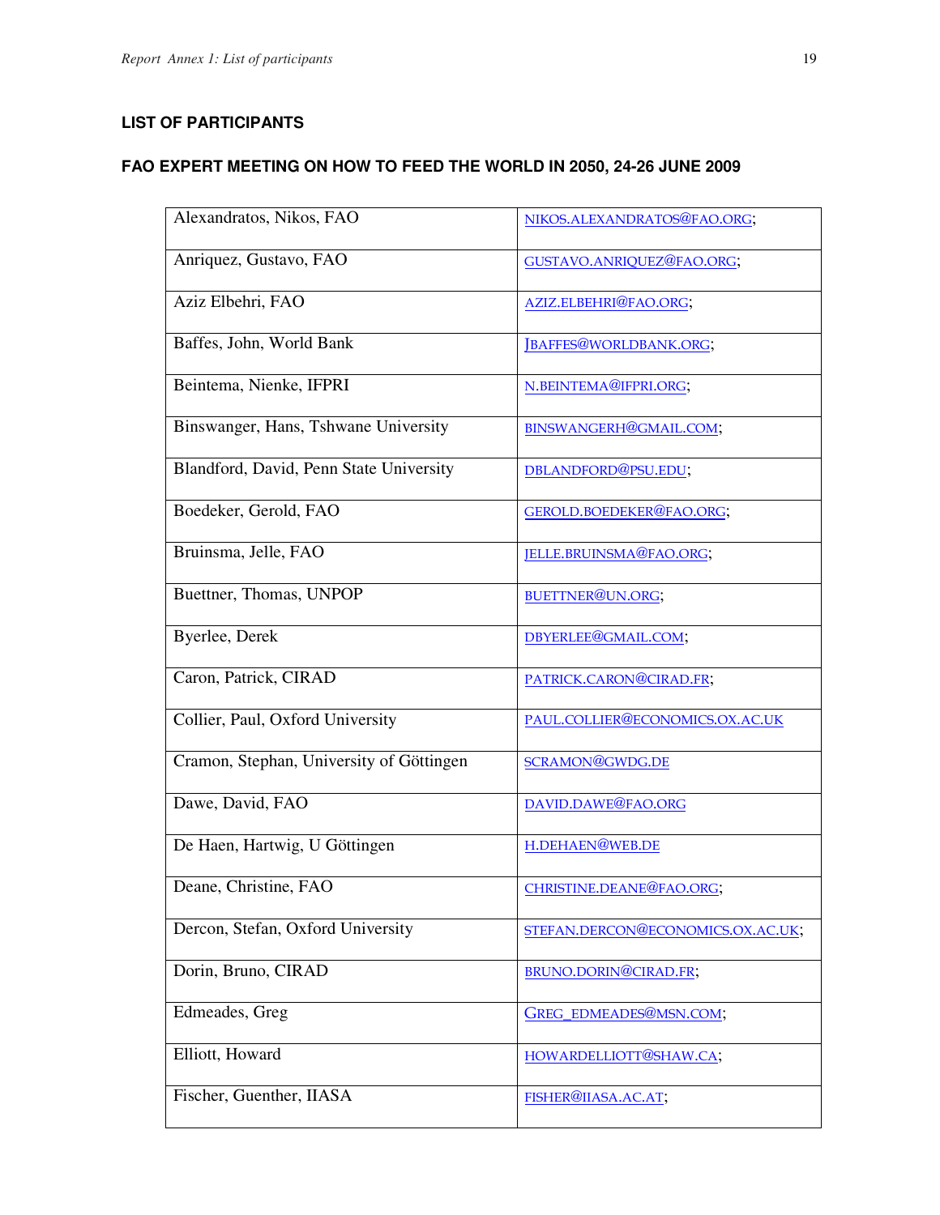**LIST OF PARTICIPANTS**

**FAO EXPERT MEETING ON HOW TO FEED THE WORLD IN 2050, 24-26 JUNE 2009**

| | |
|---|---|
| Alexandratos, Nikos, FAO | NIKOS.ALEXANDRATOS@FAO.ORG; |
| Anriquez, Gustavo, FAO | GUSTAVO.ANRIQUEZ@FAO.ORG; |
| Aziz Elbehri, FAO | AZIZ.ELBEHRI@FAO.ORG; |
| Baffes, John, World Bank | JBAFFES@WORLDBANK.ORG; |
| Beintema, Nienke, IFPRI | N.BEINTEMA@IFPRI.ORG; |
| Binswanger, Hans, Tshwane University | BINSWANGERH@GMAIL.COM; |
| Blandford, David, Penn State University | DBLANDFORD@PSU.EDU; |
| Boedeker, Gerold, FAO | GEROLD.BOEDEKER@FAO.ORG; |
| Bruinsma, Jelle, FAO | JELLE.BRUINSMA@FAO.ORG; |
| Buettner, Thomas, UNPOP | BUETTNER@UN.ORG; |
| Byerlee, Derek | DBYERLEE@GMAIL.COM; |
| Caron, Patrick, CIRAD | PATRICK.CARON@CIRAD.FR; |
| Collier, Paul, Oxford University | PAUL.COLLIER@ECONOMICS.OX.AC.UK |
| Cramon, Stephan, University of Göttingen | SCRAMON@GWDG.DE |
| Dawe, David, FAO | DAVID.DAWE@FAO.ORG |
| De Haen, Hartwig, U Göttingen | H.DEHAEN@WEB.DE |
| Deane, Christine, FAO | CHRISTINE.DEANE@FAO.ORG; |
| Dercon, Stefan, Oxford University | STEFAN.DERCON@ECONOMICS.OX.AC.UK; |
| Dorin, Bruno, CIRAD | BRUNO.DORIN@CIRAD.FR; |
| Edmeades, Greg | GREG_EDMEADES@MSN.COM; |
| Elliott, Howard | HOWARDELLIOTT@SHAW.CA; |
| Fischer, Guenther, IIASA | FISHER@IIASA.AC.AT; |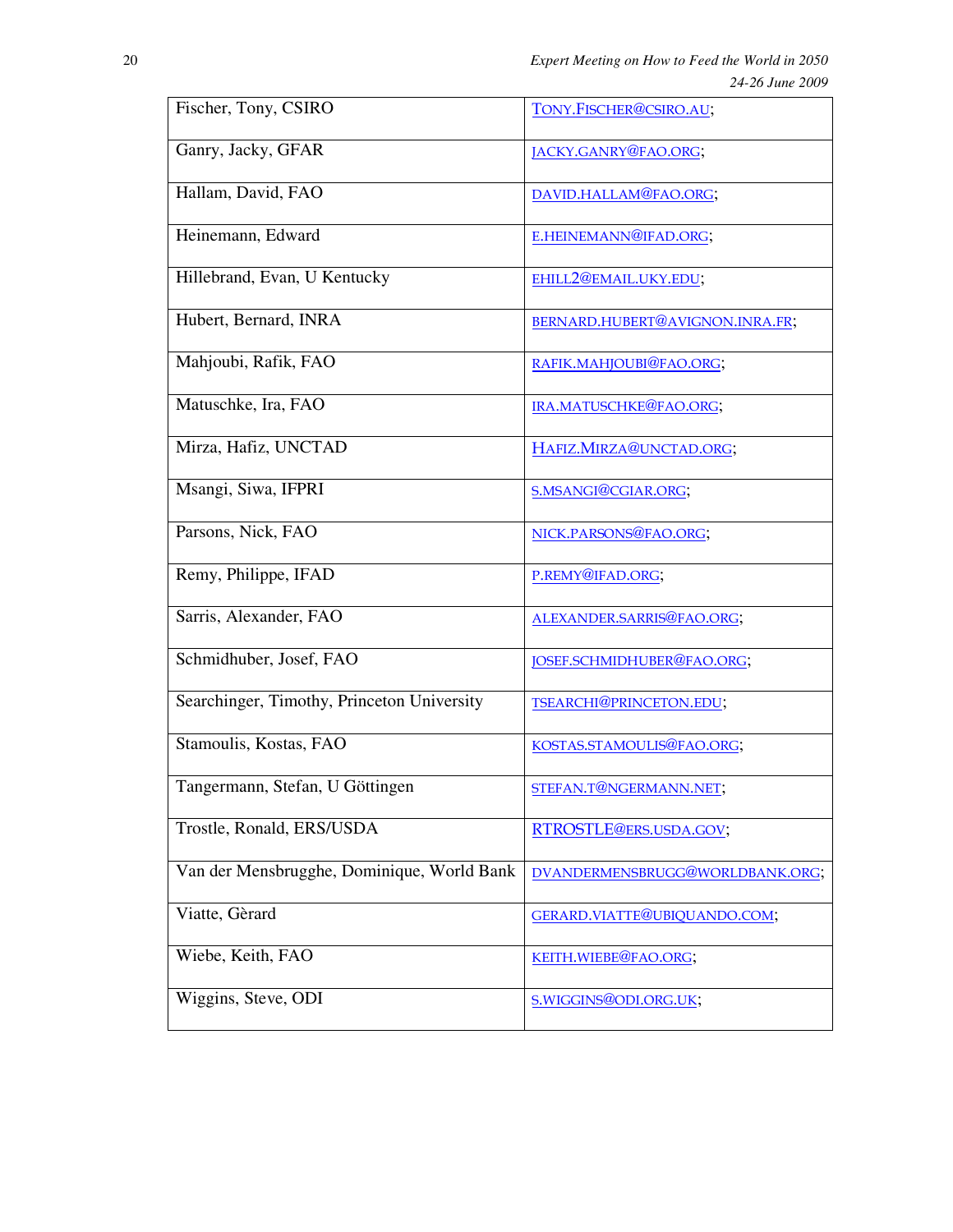| Fischer, Tony, CSIRO | TONY.FISCHER@CSIRO.AU; |
|---|---|
| Ganry, Jacky, GFAR | JACKY.GANRY@FAO.ORG; |
| Hallam, David, FAO | DAVID.HALLAM@FAO.ORG; |
| Heinemann, Edward | E.HEINEMANN@IFAD.ORG; |
| Hillebrand, Evan, U Kentucky | EHILL2@EMAIL.UKY.EDU; |
| Hubert, Bernard, INRA | BERNARD.HUBERT@AVIGNON.INRA.FR; |
| Mahjoubi, Rafik, FAO | RAFIK.MAHJOUBI@FAO.ORG; |
| Matuschke, Ira, FAO | IRA.MATUSCHKE@FAO.ORG; |
| Mirza, Hafiz, UNCTAD | HAFIZ.MIRZA@UNCTAD.ORG; |
| Msangi, Siwa, IFPRI | S.MSANGI@CGIAR.ORG; |
| Parsons, Nick, FAO | NICK.PARSONS@FAO.ORG; |
| Remy, Philippe, IFAD | P.REMY@IFAD.ORG; |
| Sarris, Alexander, FAO | ALEXANDER.SARRIS@FAO.ORG; |
| Schmidhuber, Josef, FAO | JOSEF.SCHMIDHUBER@FAO.ORG; |
| Searchinger, Timothy, Princeton University | TSEARCHI@PRINCETON.EDU; |
| Stamoulis, Kostas, FAO | KOSTAS.STAMOULIS@FAO.ORG; |
| Tangermann, Stefan, U Göttingen | STEFAN.T@NGERMANN.NET; |
| Trostle, Ronald, ERS/USDA | RTROSTLE@ERS.USDA.GOV; |
| Van der Mensbrugghe, Dominique, World Bank | DVANDERMENSBRUGG@WORLDBANK.ORG; |
| Viatte, Gèrard | GERARD.VIATTE@UBIQUANDO.COM; |
| Wiebe, Keith, FAO | KEITH.WIEBE@FAO.ORG; |
| Wiggins, Steve, ODI | S.WIGGINS@ODI.ORG.UK; |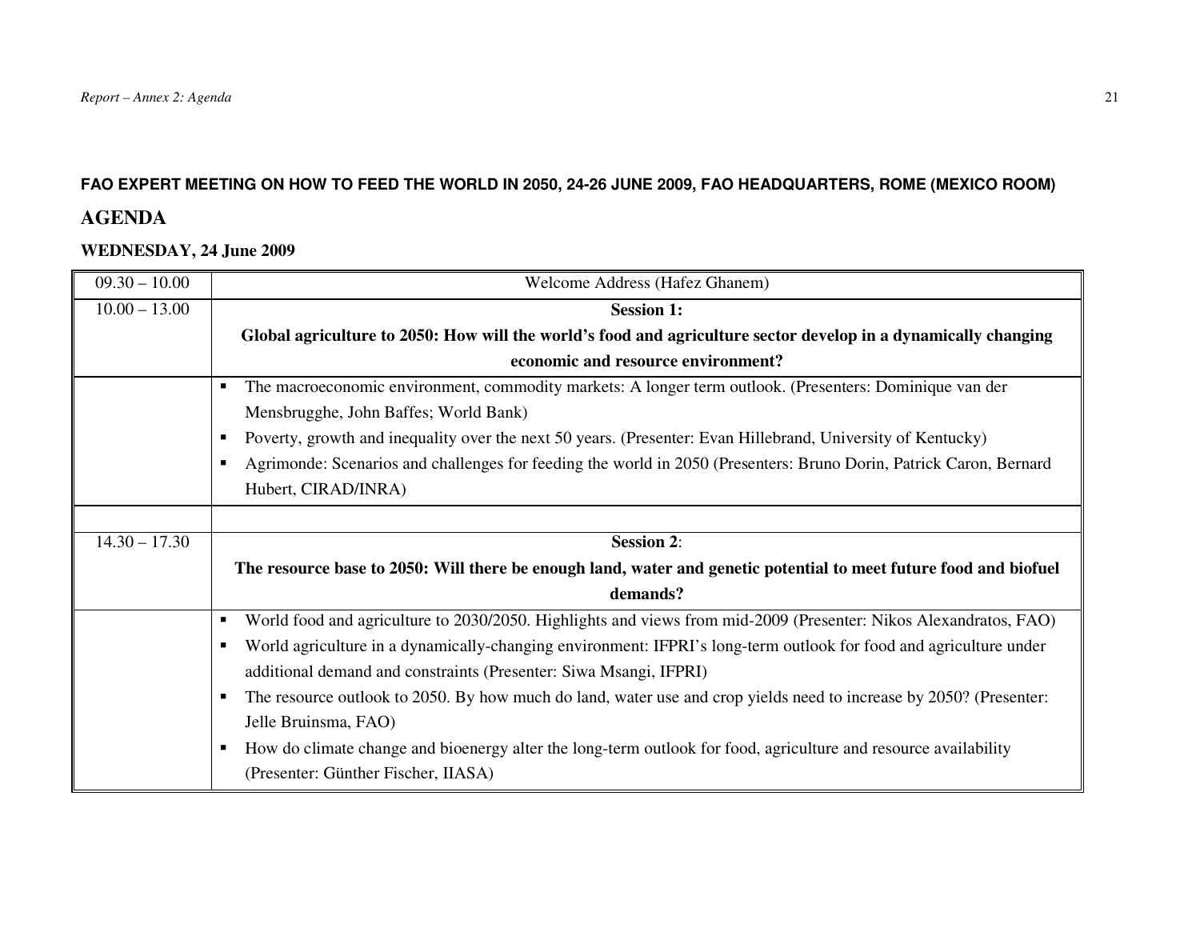**FAO EXPERT MEETING ON HOW TO FEED THE WORLD IN 2050, 24-26 JUNE 2009, FAO HEADQUARTERS, ROME (MEXICO ROOM)**

# AGENDA

### WEDNESDAY, 24 June 2009

| | |
|---|---|
| 09.30 – 10.00 | Welcome Address (Hafez Ghanem) |
| 10.00 – 13.00 | **Session 1: Global agriculture to 2050: How will the world's food and agriculture sector develop in a dynamically changing economic and resource environment?** |
| | ▪ The macroeconomic environment, commodity markets: A longer term outlook. (Presenters: Dominique van der Mensbrugghe, John Baffes; World Bank)<br>▪ Poverty, growth and inequality over the next 50 years. (Presenter: Evan Hillebrand, University of Kentucky)<br>▪ Agrimonde: Scenarios and challenges for feeding the world in 2050 (Presenters: Bruno Dorin, Patrick Caron, Bernard Hubert, CIRAD/INRA) |
| | |
| 14.30 – 17.30 | **Session 2: The resource base to 2050: Will there be enough land, water and genetic potential to meet future food and biofuel demands?** |
| | ▪ World food and agriculture to 2030/2050. Highlights and views from mid-2009 (Presenter: Nikos Alexandratos, FAO)<br>▪ World agriculture in a dynamically-changing environment: IFPRI's long-term outlook for food and agriculture under additional demand and constraints (Presenter: Siwa Msangi, IFPRI)<br>▪ The resource outlook to 2050. By how much do land, water use and crop yields need to increase by 2050? (Presenter: Jelle Bruinsma, FAO)<br>▪ How do climate change and bioenergy alter the long-term outlook for food, agriculture and resource availability (Presenter: Günther Fischer, IIASA) |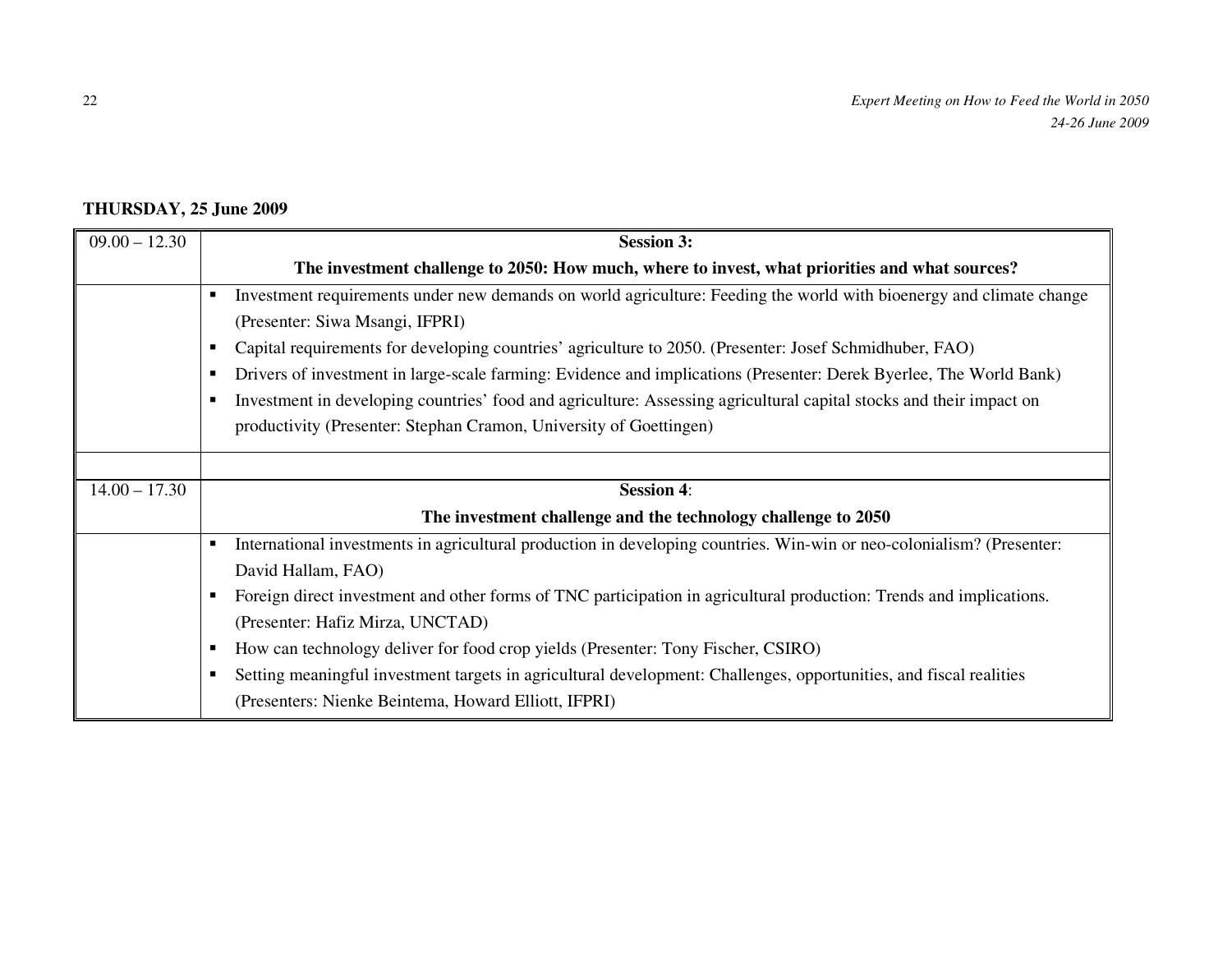**THURSDAY, 25 June 2009**

| 09.00 – 12.30 | **Session 3:** **The investment challenge to 2050: How much, where to invest, what priorities and what sources?** |
|---|---|
| | ▪ Investment requirements under new demands on world agriculture: Feeding the world with bioenergy and climate change (Presenter: Siwa Msangi, IFPRI)<br>▪ Capital requirements for developing countries' agriculture to 2050. (Presenter: Josef Schmidhuber, FAO)<br>▪ Drivers of investment in large-scale farming: Evidence and implications (Presenter: Derek Byerlee, The World Bank)<br>▪ Investment in developing countries' food and agriculture: Assessing agricultural capital stocks and their impact on productivity (Presenter: Stephan Cramon, University of Goettingen) |
| | |
| 14.00 – 17.30 | **Session 4**: **The investment challenge and the technology challenge to 2050** |
| | ▪ International investments in agricultural production in developing countries. Win-win or neo-colonialism? (Presenter: David Hallam, FAO)<br>▪ Foreign direct investment and other forms of TNC participation in agricultural production: Trends and implications. (Presenter: Hafiz Mirza, UNCTAD)<br>▪ How can technology deliver for food crop yields (Presenter: Tony Fischer, CSIRO)<br>▪ Setting meaningful investment targets in agricultural development: Challenges, opportunities, and fiscal realities (Presenters: Nienke Beintema, Howard Elliott, IFPRI) |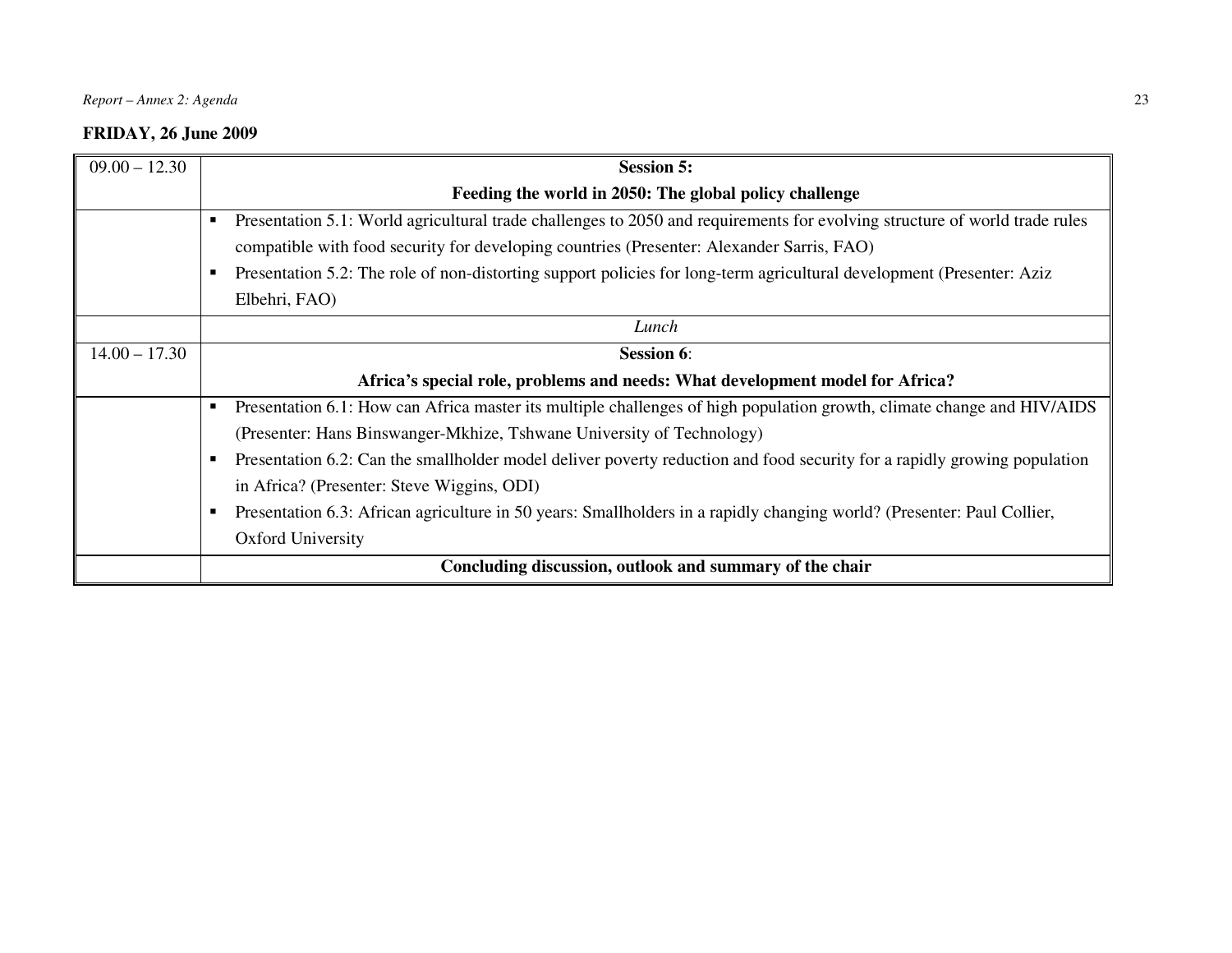**FRIDAY, 26 June 2009**

| | |
|---|---|
| 09.00 – 12.30 | **Session 5:** **Feeding the world in 2050: The global policy challenge** |
| | ▪ Presentation 5.1: World agricultural trade challenges to 2050 and requirements for evolving structure of world trade rules compatible with food security for developing countries (Presenter: Alexander Sarris, FAO)<br>▪ Presentation 5.2: The role of non-distorting support policies for long-term agricultural development (Presenter: Aziz Elbehri, FAO) |
| | *Lunch* |
| 14.00 – 17.30 | **Session 6**: **Africa's special role, problems and needs: What development model for Africa?** |
| | ▪ Presentation 6.1: How can Africa master its multiple challenges of high population growth, climate change and HIV/AIDS (Presenter: Hans Binswanger-Mkhize, Tshwane University of Technology)<br>▪ Presentation 6.2: Can the smallholder model deliver poverty reduction and food security for a rapidly growing population in Africa? (Presenter: Steve Wiggins, ODI)<br>▪ Presentation 6.3: African agriculture in 50 years: Smallholders in a rapidly changing world? (Presenter: Paul Collier, Oxford University |
| | **Concluding discussion, outlook and summary of the chair** |